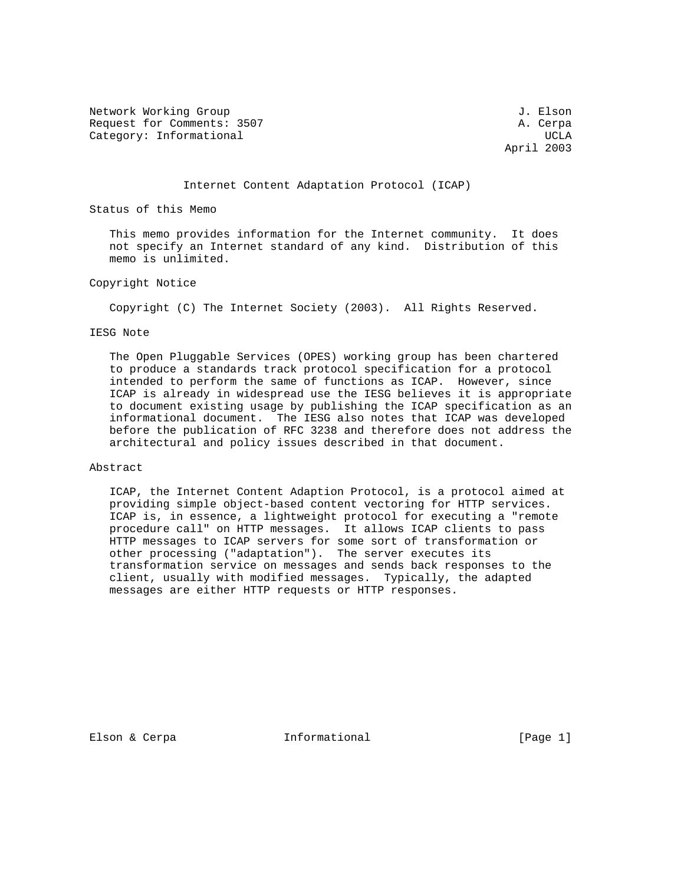Network Working Group J. Elson
Request for Comments: 3507 A. Cerpa
Category: Informational UCLA
April 2003

# Internet Content Adaptation Protocol (ICAP)

## Status of this Memo

This memo provides information for the Internet community. It does not specify an Internet standard of any kind. Distribution of this memo is unlimited.

## Copyright Notice

Copyright (C) The Internet Society (2003). All Rights Reserved.

## IESG Note

The Open Pluggable Services (OPES) working group has been chartered to produce a standards track protocol specification for a protocol intended to perform the same of functions as ICAP. However, since ICAP is already in widespread use the IESG believes it is appropriate to document existing usage by publishing the ICAP specification as an informational document. The IESG also notes that ICAP was developed before the publication of RFC 3238 and therefore does not address the architectural and policy issues described in that document.

## Abstract

ICAP, the Internet Content Adaption Protocol, is a protocol aimed at providing simple object-based content vectoring for HTTP services. ICAP is, in essence, a lightweight protocol for executing a "remote procedure call" on HTTP messages. It allows ICAP clients to pass HTTP messages to ICAP servers for some sort of transformation or other processing ("adaptation"). The server executes its transformation service on messages and sends back responses to the client, usually with modified messages. Typically, the adapted messages are either HTTP requests or HTTP responses.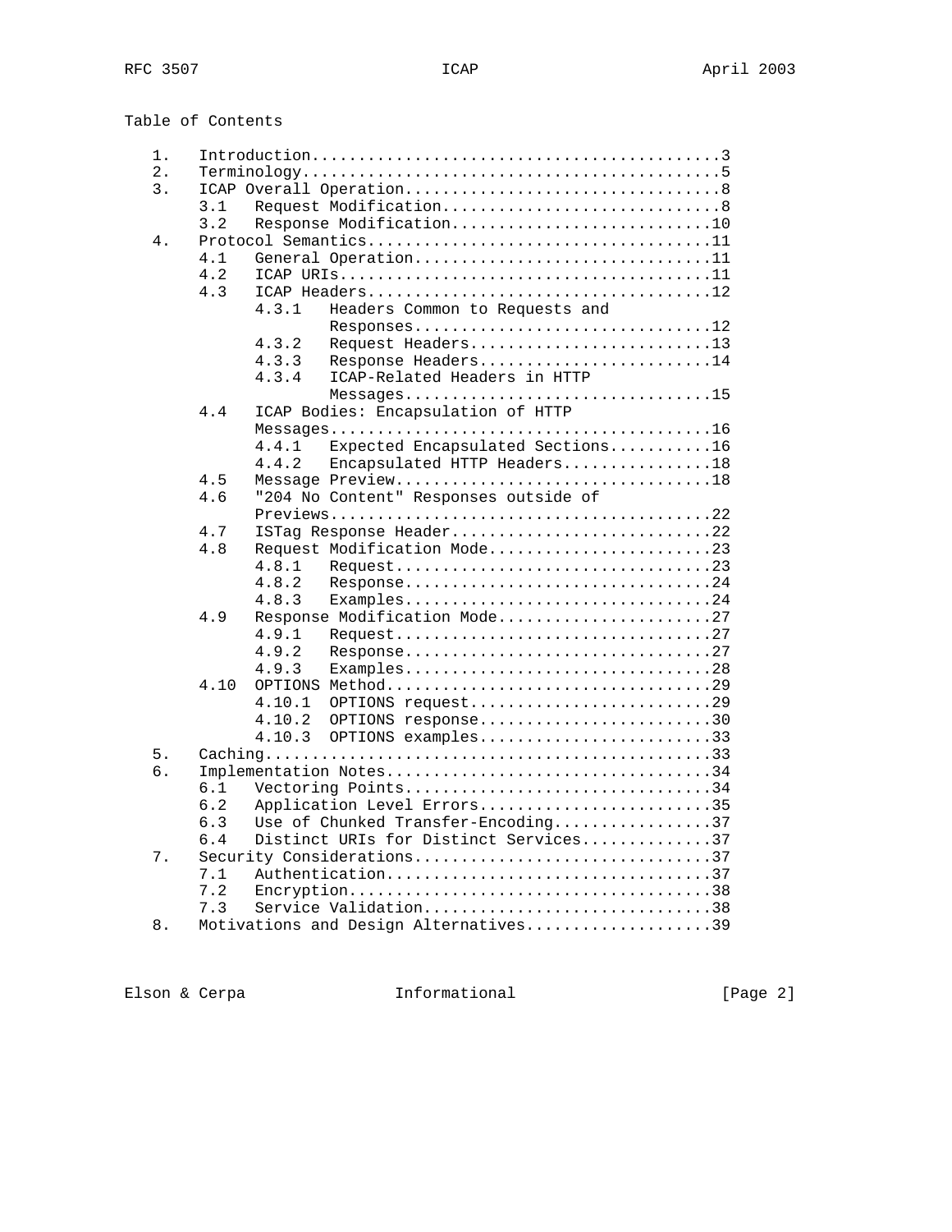Table of Contents

```
   1.   Introduction............................................3
   2.   Terminology.............................................5
   3.   ICAP Overall Operation..................................8
        3.1   Request Modification..............................8
        3.2   Response Modification............................10
   4.   Protocol Semantics.....................................11
        4.1   General Operation................................11
        4.2   ICAP URIs........................................11
        4.3   ICAP Headers.....................................12
              4.3.1   Headers Common to Requests and
                      Responses................................12
              4.3.2   Request Headers..........................13
              4.3.3   Response Headers.........................14
              4.3.4   ICAP-Related Headers in HTTP
                      Messages.................................15
        4.4   ICAP Bodies: Encapsulation of HTTP
              Messages.........................................16
              4.4.1   Expected Encapsulated Sections...........16
              4.4.2   Encapsulated HTTP Headers................18
        4.5   Message Preview..................................18
        4.6   "204 No Content" Responses outside of
              Previews.........................................22
        4.7   ISTag Response Header............................22
        4.8   Request Modification Mode........................23
              4.8.1   Request..................................23
              4.8.2   Response.................................24
              4.8.3   Examples.................................24
        4.9   Response Modification Mode.......................27
              4.9.1   Request..................................27
              4.9.2   Response.................................27
              4.9.3   Examples.................................28
        4.10  OPTIONS Method...................................29
              4.10.1  OPTIONS request..........................29
              4.10.2  OPTIONS response.........................30
              4.10.3  OPTIONS examples.........................33
   5.   Caching................................................33
   6.   Implementation Notes...................................34
        6.1   Vectoring Points.................................34
        6.2   Application Level Errors.........................35
        6.3   Use of Chunked Transfer-Encoding.................37
        6.4   Distinct URIs for Distinct Services..............37
   7.   Security Considerations................................37
        7.1   Authentication...................................37
        7.2   Encryption.......................................38
        7.3   Service Validation...............................38
   8.   Motivations and Design Alternatives....................39
```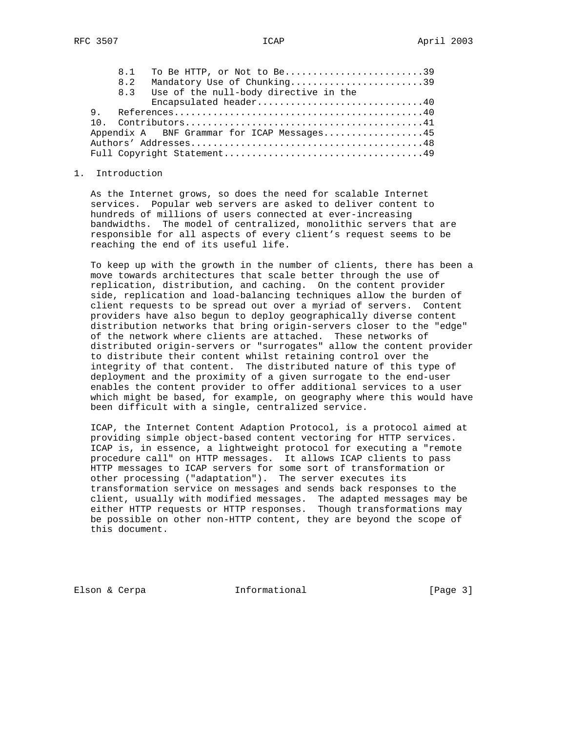8.1 To Be HTTP, or Not to Be.........................39
8.2 Mandatory Use of Chunking........................39
8.3 Use of the null-body directive in the Encapsulated header..............................40

9. References............................................40

10. Contributors.........................................41

Appendix A BNF Grammar for ICAP Messages..................45

Authors' Addresses..........................................48

Full Copyright Statement....................................49

# 1. Introduction

As the Internet grows, so does the need for scalable Internet services. Popular web servers are asked to deliver content to hundreds of millions of users connected at ever-increasing bandwidths. The model of centralized, monolithic servers that are responsible for all aspects of every client's request seems to be reaching the end of its useful life.

To keep up with the growth in the number of clients, there has been a move towards architectures that scale better through the use of replication, distribution, and caching. On the content provider side, replication and load-balancing techniques allow the burden of client requests to be spread out over a myriad of servers. Content providers have also begun to deploy geographically diverse content distribution networks that bring origin-servers closer to the "edge" of the network where clients are attached. These networks of distributed origin-servers or "surrogates" allow the content provider to distribute their content whilst retaining control over the integrity of that content. The distributed nature of this type of deployment and the proximity of a given surrogate to the end-user enables the content provider to offer additional services to a user which might be based, for example, on geography where this would have been difficult with a single, centralized service.

ICAP, the Internet Content Adaption Protocol, is a protocol aimed at providing simple object-based content vectoring for HTTP services. ICAP is, in essence, a lightweight protocol for executing a "remote procedure call" on HTTP messages. It allows ICAP clients to pass HTTP messages to ICAP servers for some sort of transformation or other processing ("adaptation"). The server executes its transformation service on messages and sends back responses to the client, usually with modified messages. The adapted messages may be either HTTP requests or HTTP responses. Though transformations may be possible on other non-HTTP content, they are beyond the scope of this document.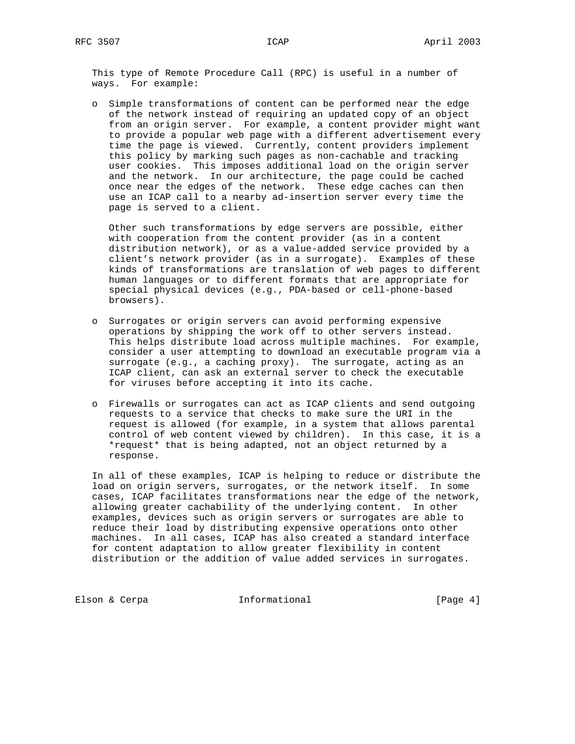This type of Remote Procedure Call (RPC) is useful in a number of ways. For example:

- Simple transformations of content can be performed near the edge of the network instead of requiring an updated copy of an object from an origin server. For example, a content provider might want to provide a popular web page with a different advertisement every time the page is viewed. Currently, content providers implement this policy by marking such pages as non-cachable and tracking user cookies. This imposes additional load on the origin server and the network. In our architecture, the page could be cached once near the edges of the network. These edge caches can then use an ICAP call to a nearby ad-insertion server every time the page is served to a client.

  Other such transformations by edge servers are possible, either with cooperation from the content provider (as in a content distribution network), or as a value-added service provided by a client's network provider (as in a surrogate). Examples of these kinds of transformations are translation of web pages to different human languages or to different formats that are appropriate for special physical devices (e.g., PDA-based or cell-phone-based browsers).

- Surrogates or origin servers can avoid performing expensive operations by shipping the work off to other servers instead. This helps distribute load across multiple machines. For example, consider a user attempting to download an executable program via a surrogate (e.g., a caching proxy). The surrogate, acting as an ICAP client, can ask an external server to check the executable for viruses before accepting it into its cache.

- Firewalls or surrogates can act as ICAP clients and send outgoing requests to a service that checks to make sure the URI in the request is allowed (for example, in a system that allows parental control of web content viewed by children). In this case, it is a *request* that is being adapted, not an object returned by a response.

In all of these examples, ICAP is helping to reduce or distribute the load on origin servers, surrogates, or the network itself. In some cases, ICAP facilitates transformations near the edge of the network, allowing greater cachability of the underlying content. In other examples, devices such as origin servers or surrogates are able to reduce their load by distributing expensive operations onto other machines. In all cases, ICAP has also created a standard interface for content adaptation to allow greater flexibility in content distribution or the addition of value added services in surrogates.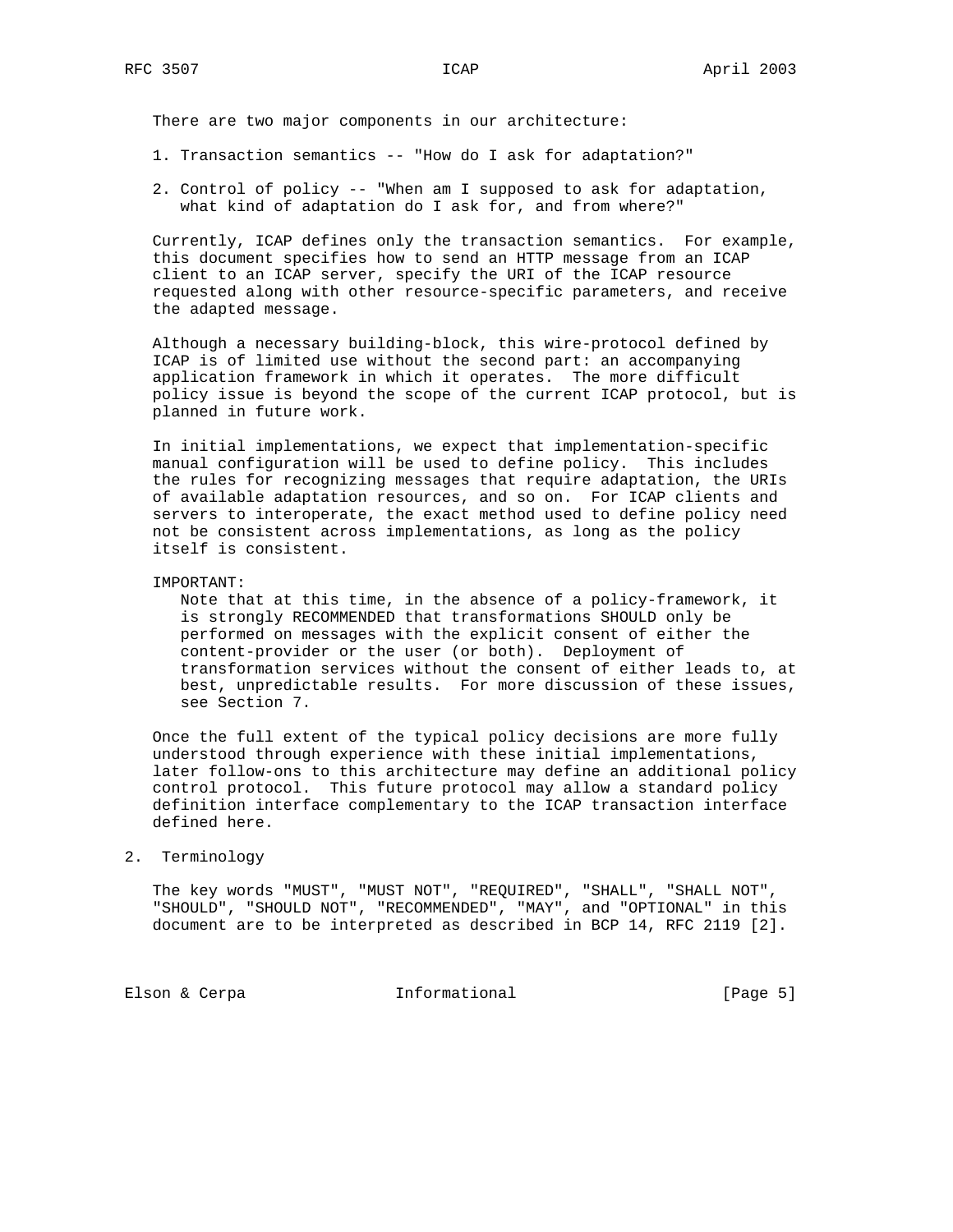There are two major components in our architecture:

1. Transaction semantics -- "How do I ask for adaptation?"

2. Control of policy -- "When am I supposed to ask for adaptation, what kind of adaptation do I ask for, and from where?"

Currently, ICAP defines only the transaction semantics. For example, this document specifies how to send an HTTP message from an ICAP client to an ICAP server, specify the URI of the ICAP resource requested along with other resource-specific parameters, and receive the adapted message.

Although a necessary building-block, this wire-protocol defined by ICAP is of limited use without the second part: an accompanying application framework in which it operates. The more difficult policy issue is beyond the scope of the current ICAP protocol, but is planned in future work.

In initial implementations, we expect that implementation-specific manual configuration will be used to define policy. This includes the rules for recognizing messages that require adaptation, the URIs of available adaptation resources, and so on. For ICAP clients and servers to interoperate, the exact method used to define policy need not be consistent across implementations, as long as the policy itself is consistent.

IMPORTANT:
Note that at this time, in the absence of a policy-framework, it is strongly RECOMMENDED that transformations SHOULD only be performed on messages with the explicit consent of either the content-provider or the user (or both). Deployment of transformation services without the consent of either leads to, at best, unpredictable results. For more discussion of these issues, see Section 7.

Once the full extent of the typical policy decisions are more fully understood through experience with these initial implementations, later follow-ons to this architecture may define an additional policy control protocol. This future protocol may allow a standard policy definition interface complementary to the ICAP transaction interface defined here.

## 2. Terminology

The key words "MUST", "MUST NOT", "REQUIRED", "SHALL", "SHALL NOT", "SHOULD", "SHOULD NOT", "RECOMMENDED", "MAY", and "OPTIONAL" in this document are to be interpreted as described in BCP 14, RFC 2119 [2].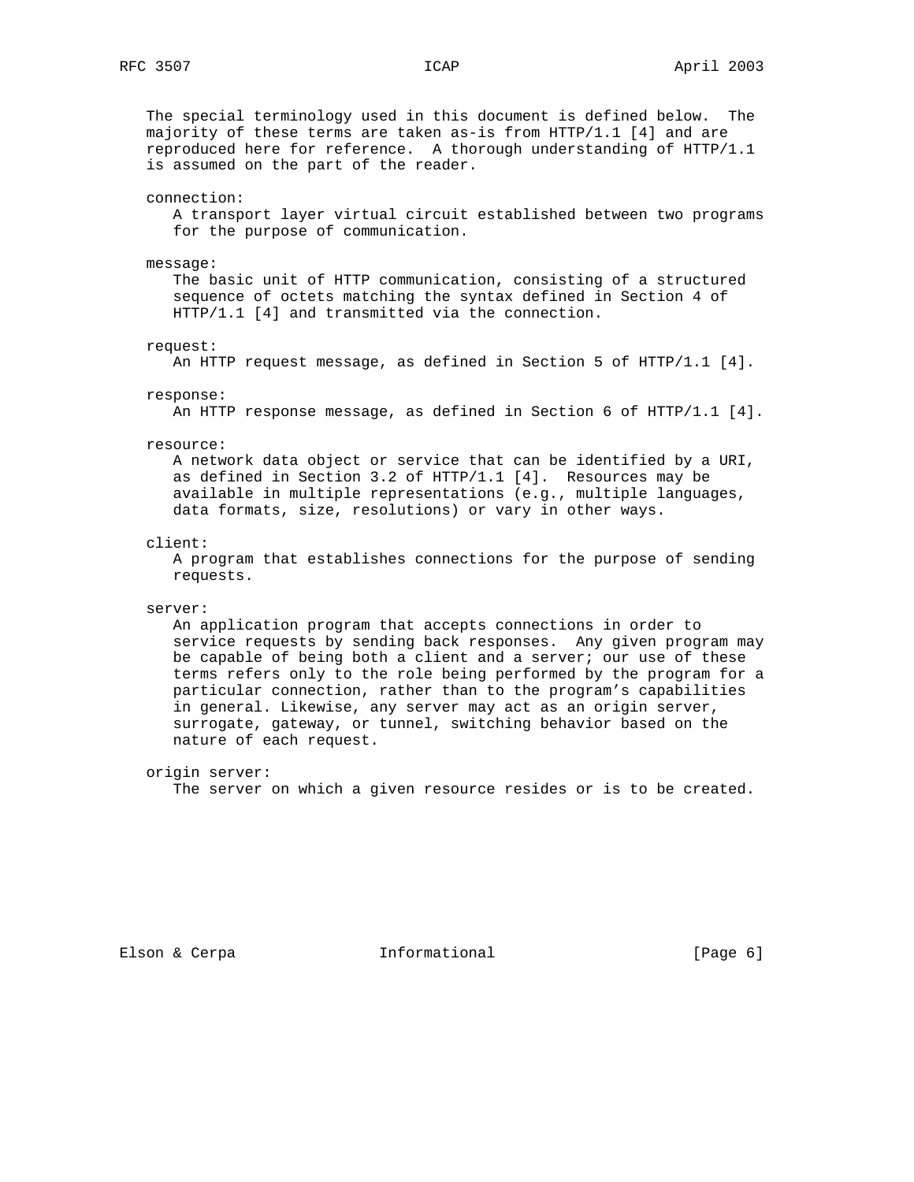The special terminology used in this document is defined below. The majority of these terms are taken as-is from HTTP/1.1 [4] and are reproduced here for reference. A thorough understanding of HTTP/1.1 is assumed on the part of the reader.

connection:
A transport layer virtual circuit established between two programs for the purpose of communication.

message:
The basic unit of HTTP communication, consisting of a structured sequence of octets matching the syntax defined in Section 4 of HTTP/1.1 [4] and transmitted via the connection.

request:
An HTTP request message, as defined in Section 5 of HTTP/1.1 [4].

response:
An HTTP response message, as defined in Section 6 of HTTP/1.1 [4].

resource:
A network data object or service that can be identified by a URI, as defined in Section 3.2 of HTTP/1.1 [4]. Resources may be available in multiple representations (e.g., multiple languages, data formats, size, resolutions) or vary in other ways.

client:
A program that establishes connections for the purpose of sending requests.

server:
An application program that accepts connections in order to service requests by sending back responses. Any given program may be capable of being both a client and a server; our use of these terms refers only to the role being performed by the program for a particular connection, rather than to the program's capabilities in general. Likewise, any server may act as an origin server, surrogate, gateway, or tunnel, switching behavior based on the nature of each request.

origin server:
The server on which a given resource resides or is to be created.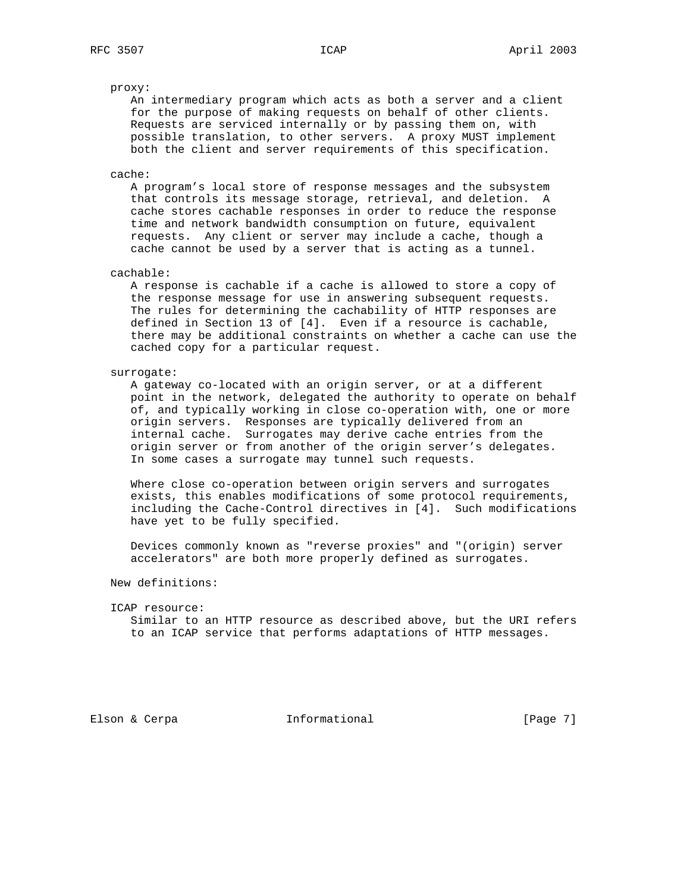proxy:
An intermediary program which acts as both a server and a client for the purpose of making requests on behalf of other clients. Requests are serviced internally or by passing them on, with possible translation, to other servers. A proxy MUST implement both the client and server requirements of this specification.

cache:
A program's local store of response messages and the subsystem that controls its message storage, retrieval, and deletion. A cache stores cachable responses in order to reduce the response time and network bandwidth consumption on future, equivalent requests. Any client or server may include a cache, though a cache cannot be used by a server that is acting as a tunnel.

cachable:
A response is cachable if a cache is allowed to store a copy of the response message for use in answering subsequent requests. The rules for determining the cachability of HTTP responses are defined in Section 13 of [4]. Even if a resource is cachable, there may be additional constraints on whether a cache can use the cached copy for a particular request.

surrogate:
A gateway co-located with an origin server, or at a different point in the network, delegated the authority to operate on behalf of, and typically working in close co-operation with, one or more origin servers. Responses are typically delivered from an internal cache. Surrogates may derive cache entries from the origin server or from another of the origin server's delegates. In some cases a surrogate may tunnel such requests.

Where close co-operation between origin servers and surrogates exists, this enables modifications of some protocol requirements, including the Cache-Control directives in [4]. Such modifications have yet to be fully specified.

Devices commonly known as "reverse proxies" and "(origin) server accelerators" are both more properly defined as surrogates.

New definitions:

ICAP resource:
Similar to an HTTP resource as described above, but the URI refers to an ICAP service that performs adaptations of HTTP messages.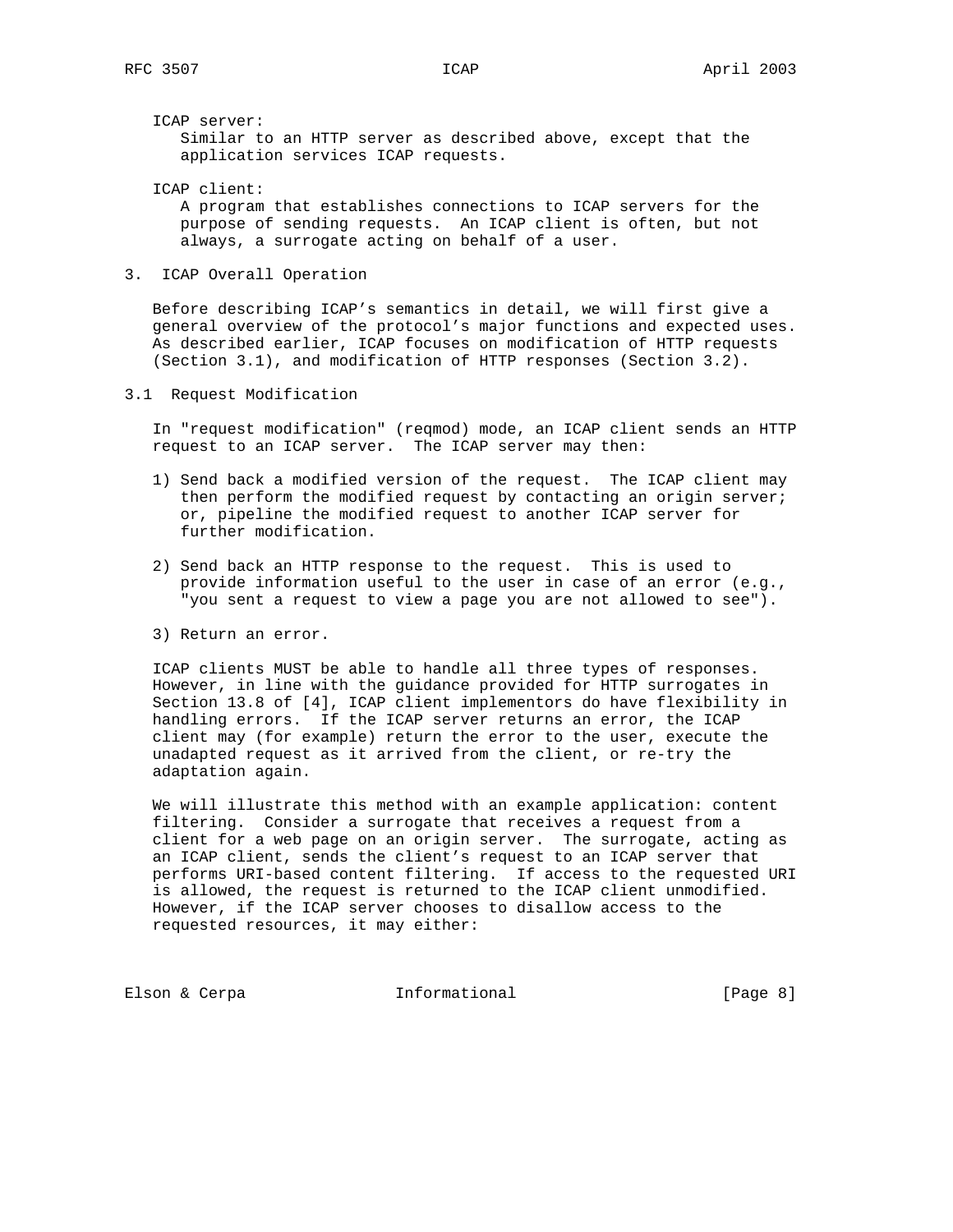ICAP server:
Similar to an HTTP server as described above, except that the application services ICAP requests.

ICAP client:
A program that establishes connections to ICAP servers for the purpose of sending requests. An ICAP client is often, but not always, a surrogate acting on behalf of a user.

## 3. ICAP Overall Operation

Before describing ICAP's semantics in detail, we will first give a general overview of the protocol's major functions and expected uses. As described earlier, ICAP focuses on modification of HTTP requests (Section 3.1), and modification of HTTP responses (Section 3.2).

### 3.1 Request Modification

In "request modification" (reqmod) mode, an ICAP client sends an HTTP request to an ICAP server. The ICAP server may then:

1) Send back a modified version of the request. The ICAP client may then perform the modified request by contacting an origin server; or, pipeline the modified request to another ICAP server for further modification.

2) Send back an HTTP response to the request. This is used to provide information useful to the user in case of an error (e.g., "you sent a request to view a page you are not allowed to see").

3) Return an error.

ICAP clients MUST be able to handle all three types of responses. However, in line with the guidance provided for HTTP surrogates in Section 13.8 of [4], ICAP client implementors do have flexibility in handling errors. If the ICAP server returns an error, the ICAP client may (for example) return the error to the user, execute the unadapted request as it arrived from the client, or re-try the adaptation again.

We will illustrate this method with an example application: content filtering. Consider a surrogate that receives a request from a client for a web page on an origin server. The surrogate, acting as an ICAP client, sends the client's request to an ICAP server that performs URI-based content filtering. If access to the requested URI is allowed, the request is returned to the ICAP client unmodified. However, if the ICAP server chooses to disallow access to the requested resources, it may either: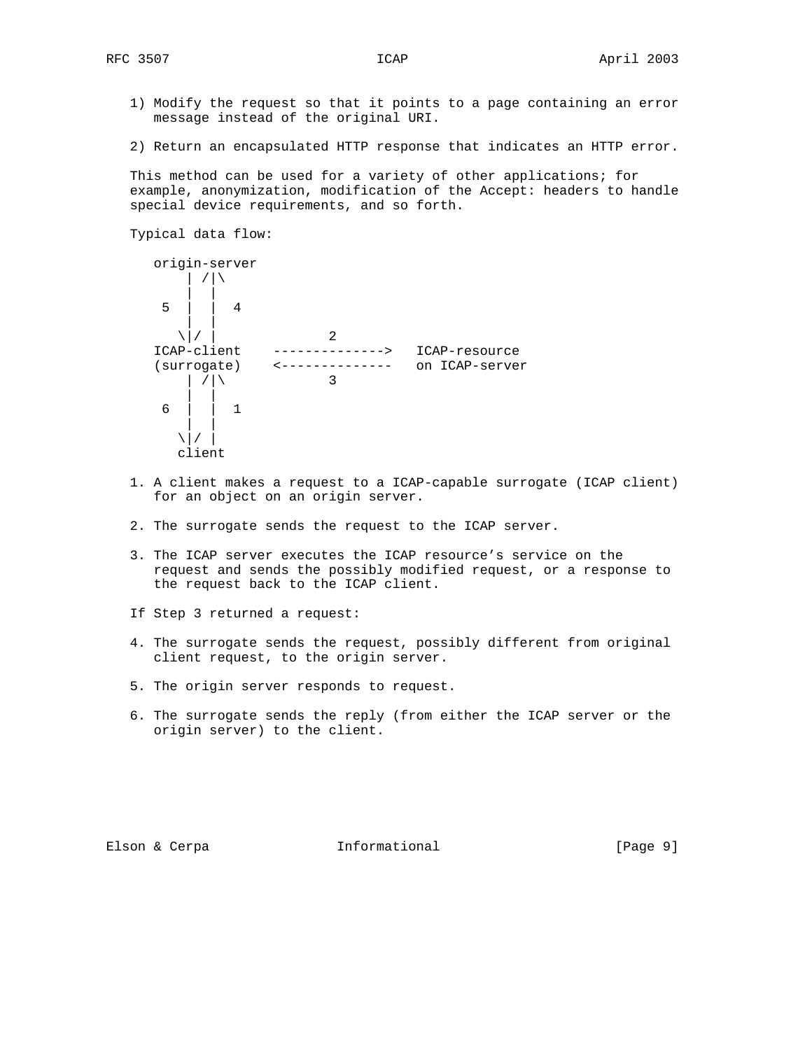1) Modify the request so that it points to a page containing an error message instead of the original URI.

2) Return an encapsulated HTTP response that indicates an HTTP error.

This method can be used for a variety of other applications; for example, anonymization, modification of the Accept: headers to handle special device requirements, and so forth.

Typical data flow:

```
   origin-server
       | /|\
       |  |
    5  |  |  4
       |  |
      \|/ |            2
   ICAP-client    -------------->   ICAP-resource
   (surrogate)    <--------------   on ICAP-server
       | /|\           3
       |  |
    6  |  |  1
       |  |
      \|/ |
      client
```

1. A client makes a request to a ICAP-capable surrogate (ICAP client) for an object on an origin server.

2. The surrogate sends the request to the ICAP server.

3. The ICAP server executes the ICAP resource’s service on the request and sends the possibly modified request, or a response to the request back to the ICAP client.

If Step 3 returned a request:

4. The surrogate sends the request, possibly different from original client request, to the origin server.

5. The origin server responds to request.

6. The surrogate sends the reply (from either the ICAP server or the origin server) to the client.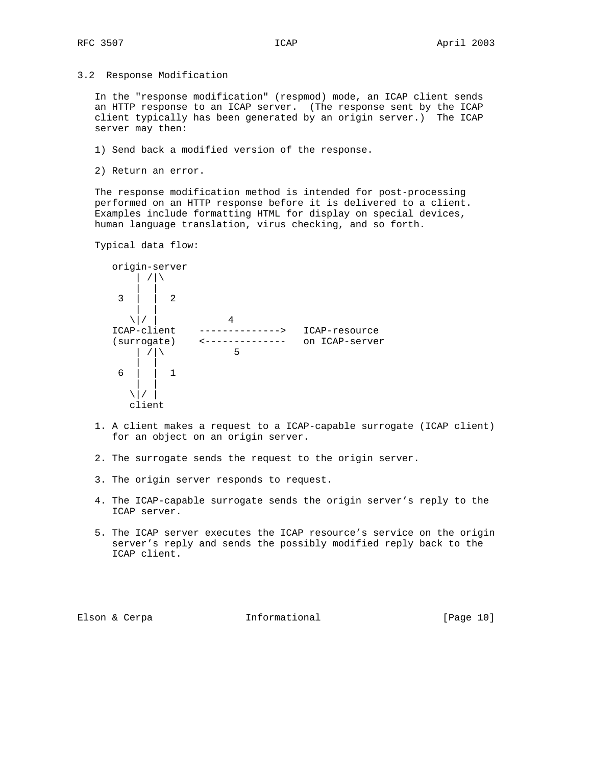## 3.2 Response Modification

In the "response modification" (respmod) mode, an ICAP client sends an HTTP response to an ICAP server. (The response sent by the ICAP client typically has been generated by an origin server.) The ICAP server may then:

1) Send back a modified version of the response.

2) Return an error.

The response modification method is intended for post-processing performed on an HTTP response before it is delivered to a client. Examples include formatting HTML for display on special devices, human language translation, virus checking, and so forth.

Typical data flow:

```
   origin-server
       | /|\
       |  |
    3  |  |  2
       |  |
      \|/ |           4
   ICAP-client    -------------->   ICAP-resource
   (surrogate)    <--------------   on ICAP-server
       | /|\           5
       |  |
    6  |  |  1
       |  |
      \|/ |
      client
```

1. A client makes a request to a ICAP-capable surrogate (ICAP client) for an object on an origin server.

2. The surrogate sends the request to the origin server.

3. The origin server responds to request.

4. The ICAP-capable surrogate sends the origin server's reply to the ICAP server.

5. The ICAP server executes the ICAP resource's service on the origin server's reply and sends the possibly modified reply back to the ICAP client.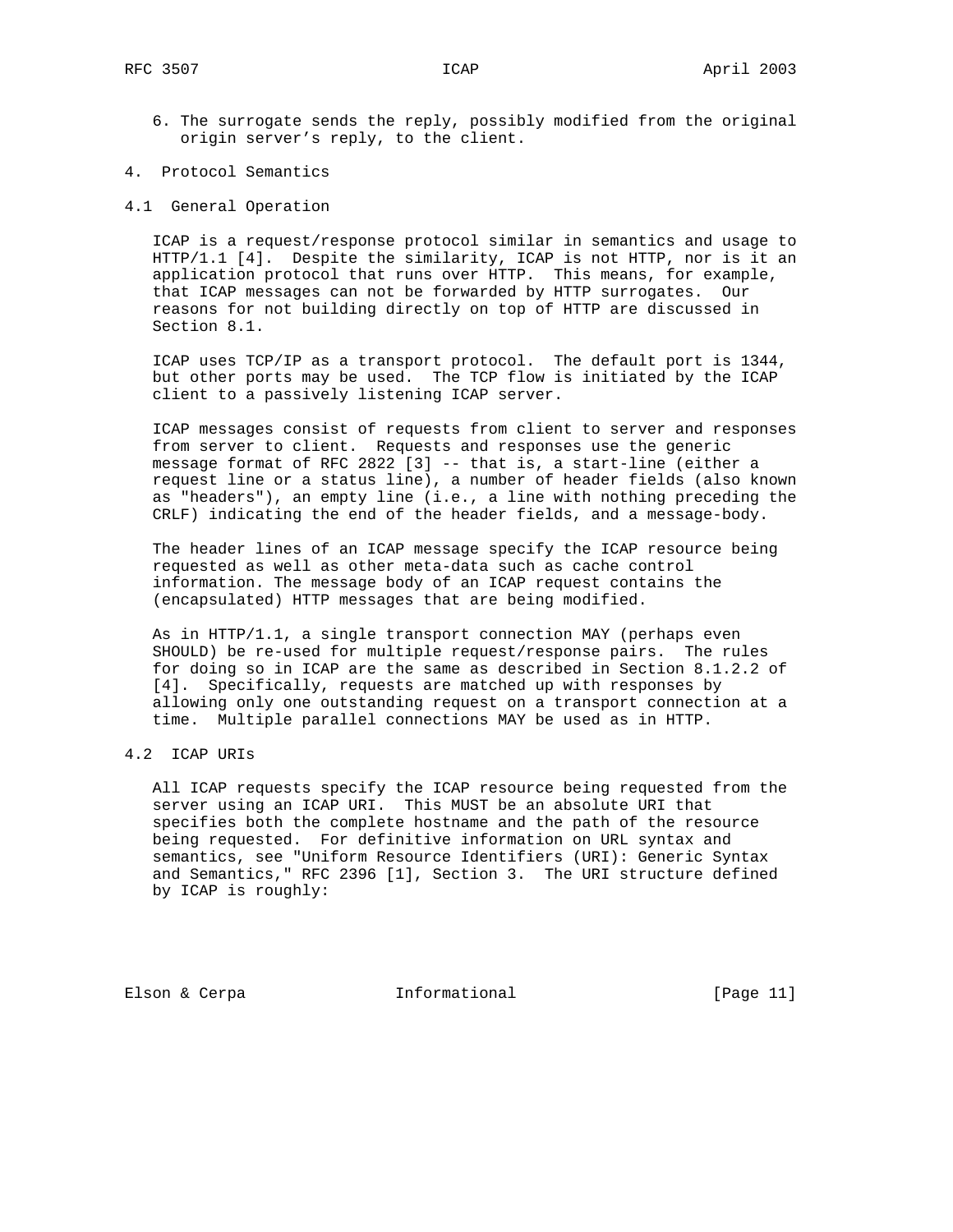6. The surrogate sends the reply, possibly modified from the original origin server's reply, to the client.

## 4. Protocol Semantics

### 4.1 General Operation

ICAP is a request/response protocol similar in semantics and usage to HTTP/1.1 [4]. Despite the similarity, ICAP is not HTTP, nor is it an application protocol that runs over HTTP. This means, for example, that ICAP messages can not be forwarded by HTTP surrogates. Our reasons for not building directly on top of HTTP are discussed in Section 8.1.

ICAP uses TCP/IP as a transport protocol. The default port is 1344, but other ports may be used. The TCP flow is initiated by the ICAP client to a passively listening ICAP server.

ICAP messages consist of requests from client to server and responses from server to client. Requests and responses use the generic message format of RFC 2822 [3] -- that is, a start-line (either a request line or a status line), a number of header fields (also known as "headers"), an empty line (i.e., a line with nothing preceding the CRLF) indicating the end of the header fields, and a message-body.

The header lines of an ICAP message specify the ICAP resource being requested as well as other meta-data such as cache control information. The message body of an ICAP request contains the (encapsulated) HTTP messages that are being modified.

As in HTTP/1.1, a single transport connection MAY (perhaps even SHOULD) be re-used for multiple request/response pairs. The rules for doing so in ICAP are the same as described in Section 8.1.2.2 of [4]. Specifically, requests are matched up with responses by allowing only one outstanding request on a transport connection at a time. Multiple parallel connections MAY be used as in HTTP.

### 4.2 ICAP URIs

All ICAP requests specify the ICAP resource being requested from the server using an ICAP URI. This MUST be an absolute URI that specifies both the complete hostname and the path of the resource being requested. For definitive information on URL syntax and semantics, see "Uniform Resource Identifiers (URI): Generic Syntax and Semantics," RFC 2396 [1], Section 3. The URI structure defined by ICAP is roughly: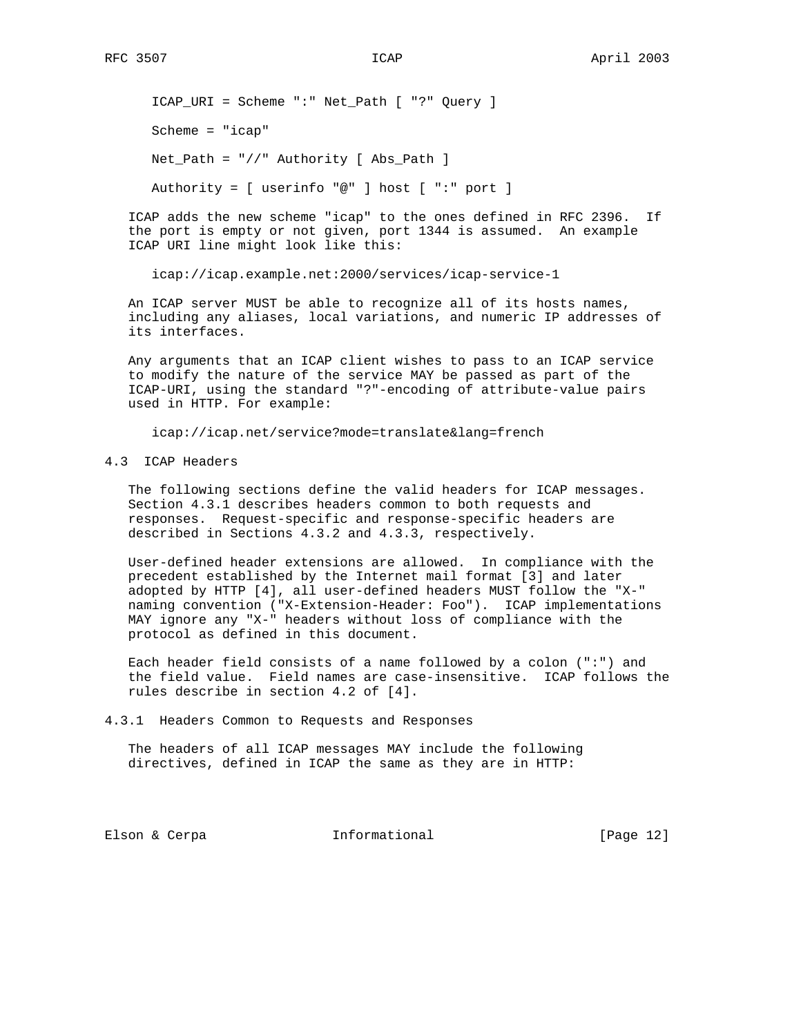```
ICAP_URI = Scheme ":" Net_Path [ "?" Query ]

Scheme = "icap"

Net_Path = "//" Authority [ Abs_Path ]

Authority = [ userinfo "@" ] host [ ":" port ]
```

ICAP adds the new scheme "icap" to the ones defined in RFC 2396. If the port is empty or not given, port 1344 is assumed. An example ICAP URI line might look like this:

```
icap://icap.example.net:2000/services/icap-service-1
```

An ICAP server MUST be able to recognize all of its hosts names, including any aliases, local variations, and numeric IP addresses of its interfaces.

Any arguments that an ICAP client wishes to pass to an ICAP service to modify the nature of the service MAY be passed as part of the ICAP-URI, using the standard "?"-encoding of attribute-value pairs used in HTTP. For example:

```
icap://icap.net/service?mode=translate&lang=french
```

## 4.3 ICAP Headers

The following sections define the valid headers for ICAP messages. Section 4.3.1 describes headers common to both requests and responses. Request-specific and response-specific headers are described in Sections 4.3.2 and 4.3.3, respectively.

User-defined header extensions are allowed. In compliance with the precedent established by the Internet mail format [3] and later adopted by HTTP [4], all user-defined headers MUST follow the "X-" naming convention ("X-Extension-Header: Foo"). ICAP implementations MAY ignore any "X-" headers without loss of compliance with the protocol as defined in this document.

Each header field consists of a name followed by a colon (":") and the field value. Field names are case-insensitive. ICAP follows the rules describe in section 4.2 of [4].

### 4.3.1 Headers Common to Requests and Responses

The headers of all ICAP messages MAY include the following directives, defined in ICAP the same as they are in HTTP: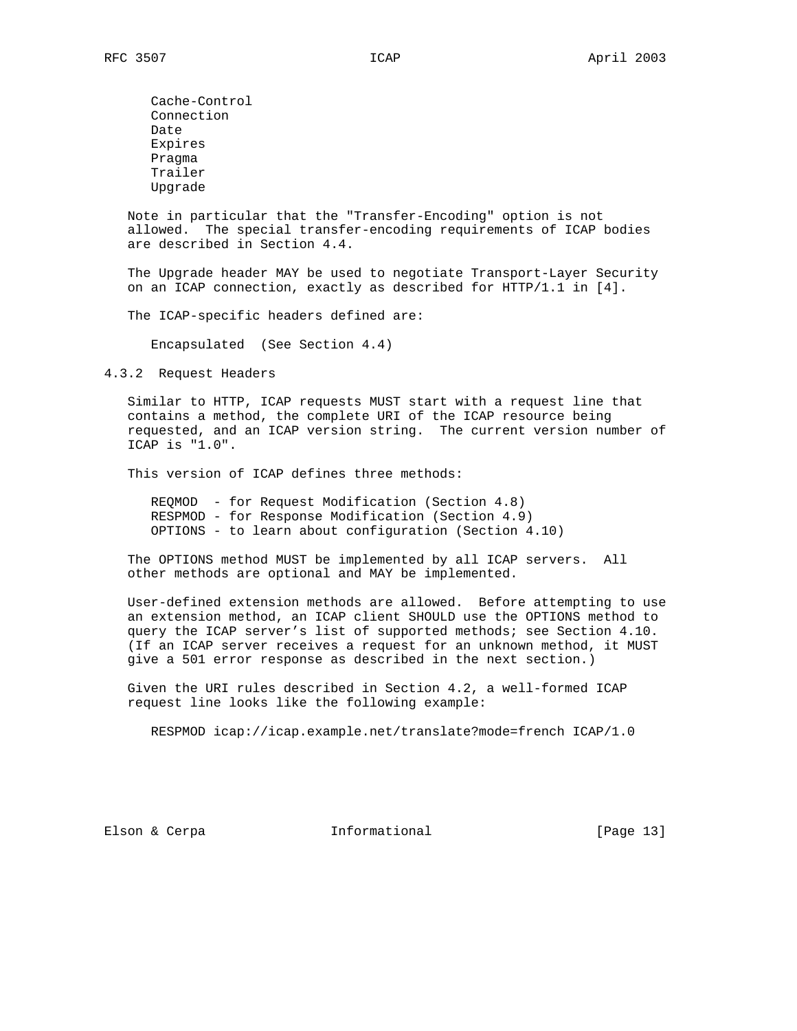Cache-Control
Connection
Date
Expires
Pragma
Trailer
Upgrade

Note in particular that the "Transfer-Encoding" option is not allowed. The special transfer-encoding requirements of ICAP bodies are described in Section 4.4.

The Upgrade header MAY be used to negotiate Transport-Layer Security on an ICAP connection, exactly as described for HTTP/1.1 in [4].

The ICAP-specific headers defined are:

Encapsulated (See Section 4.4)

### 4.3.2 Request Headers

Similar to HTTP, ICAP requests MUST start with a request line that contains a method, the complete URI of the ICAP resource being requested, and an ICAP version string. The current version number of ICAP is "1.0".

This version of ICAP defines three methods:

- REQMOD - for Request Modification (Section 4.8)
- RESPMOD - for Response Modification (Section 4.9)
- OPTIONS - to learn about configuration (Section 4.10)

The OPTIONS method MUST be implemented by all ICAP servers. All other methods are optional and MAY be implemented.

User-defined extension methods are allowed. Before attempting to use an extension method, an ICAP client SHOULD use the OPTIONS method to query the ICAP server's list of supported methods; see Section 4.10. (If an ICAP server receives a request for an unknown method, it MUST give a 501 error response as described in the next section.)

Given the URI rules described in Section 4.2, a well-formed ICAP request line looks like the following example:

```
RESPMOD icap://icap.example.net/translate?mode=french ICAP/1.0
```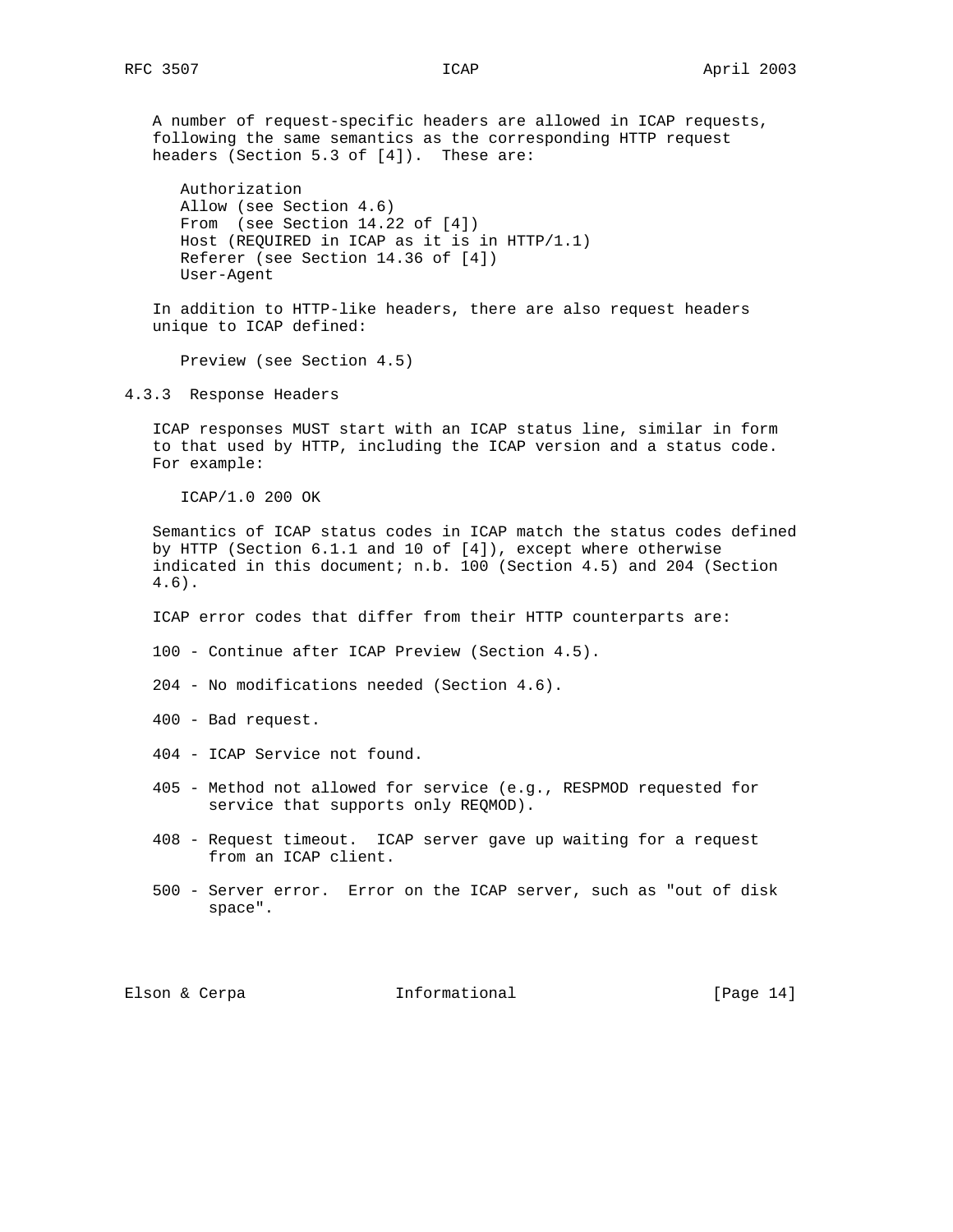A number of request-specific headers are allowed in ICAP requests, following the same semantics as the corresponding HTTP request headers (Section 5.3 of [4]). These are:

- Authorization
- Allow (see Section 4.6)
- From (see Section 14.22 of [4])
- Host (REQUIRED in ICAP as it is in HTTP/1.1)
- Referer (see Section 14.36 of [4])
- User-Agent

In addition to HTTP-like headers, there are also request headers unique to ICAP defined:

- Preview (see Section 4.5)

### 4.3.3 Response Headers

ICAP responses MUST start with an ICAP status line, similar in form to that used by HTTP, including the ICAP version and a status code. For example:

```
ICAP/1.0 200 OK
```

Semantics of ICAP status codes in ICAP match the status codes defined by HTTP (Section 6.1.1 and 10 of [4]), except where otherwise indicated in this document; n.b. 100 (Section 4.5) and 204 (Section 4.6).

ICAP error codes that differ from their HTTP counterparts are:

100 - Continue after ICAP Preview (Section 4.5).

204 - No modifications needed (Section 4.6).

400 - Bad request.

404 - ICAP Service not found.

405 - Method not allowed for service (e.g., RESPMOD requested for service that supports only REQMOD).

408 - Request timeout. ICAP server gave up waiting for a request from an ICAP client.

500 - Server error. Error on the ICAP server, such as "out of disk space".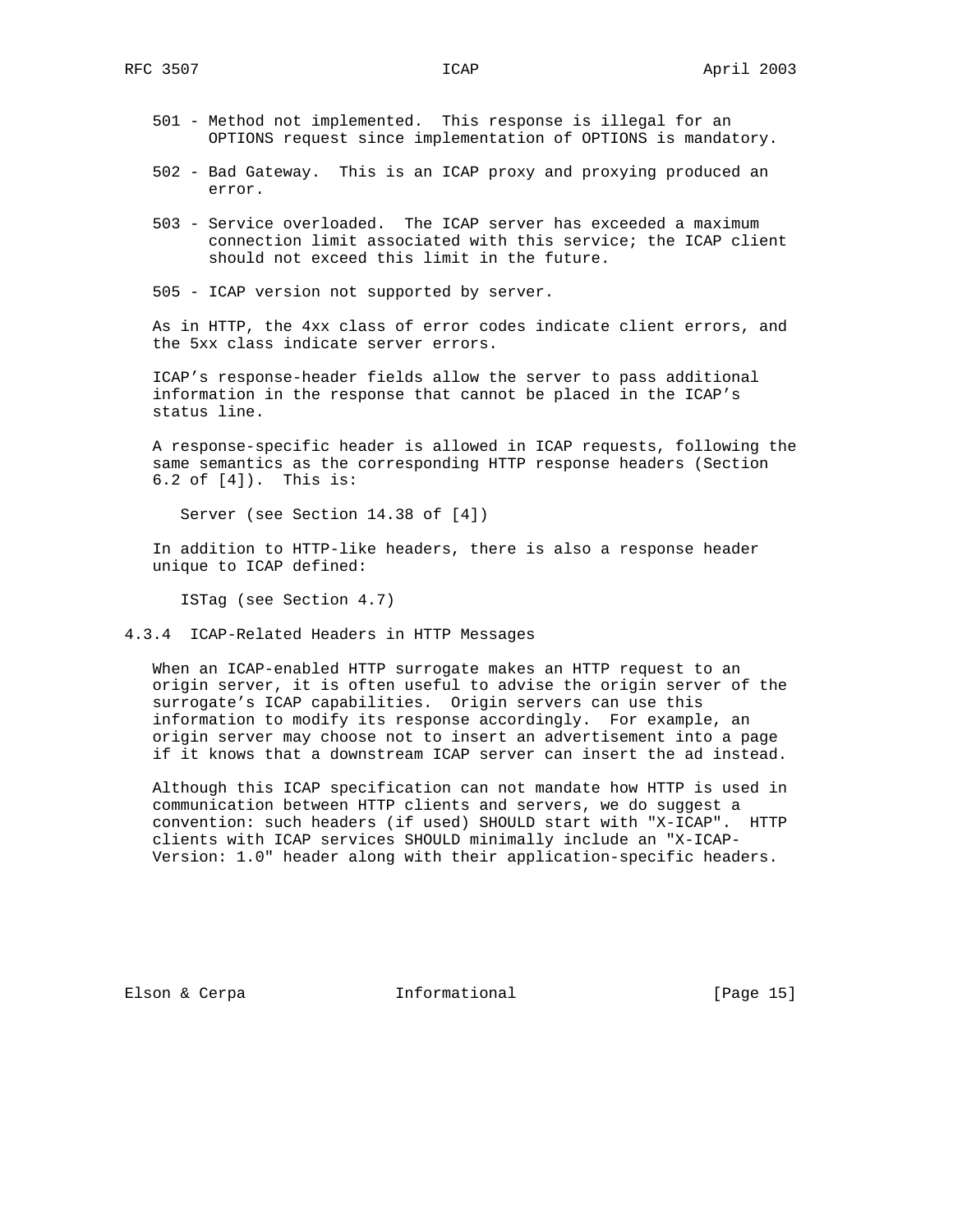501 - Method not implemented. This response is illegal for an OPTIONS request since implementation of OPTIONS is mandatory.

502 - Bad Gateway. This is an ICAP proxy and proxying produced an error.

503 - Service overloaded. The ICAP server has exceeded a maximum connection limit associated with this service; the ICAP client should not exceed this limit in the future.

505 - ICAP version not supported by server.

As in HTTP, the 4xx class of error codes indicate client errors, and the 5xx class indicate server errors.

ICAP's response-header fields allow the server to pass additional information in the response that cannot be placed in the ICAP's status line.

A response-specific header is allowed in ICAP requests, following the same semantics as the corresponding HTTP response headers (Section 6.2 of [4]). This is:

Server (see Section 14.38 of [4])

In addition to HTTP-like headers, there is also a response header unique to ICAP defined:

ISTag (see Section 4.7)

### 4.3.4 ICAP-Related Headers in HTTP Messages

When an ICAP-enabled HTTP surrogate makes an HTTP request to an origin server, it is often useful to advise the origin server of the surrogate's ICAP capabilities. Origin servers can use this information to modify its response accordingly. For example, an origin server may choose not to insert an advertisement into a page if it knows that a downstream ICAP server can insert the ad instead.

Although this ICAP specification can not mandate how HTTP is used in communication between HTTP clients and servers, we do suggest a convention: such headers (if used) SHOULD start with "X-ICAP". HTTP clients with ICAP services SHOULD minimally include an "X-ICAP-Version: 1.0" header along with their application-specific headers.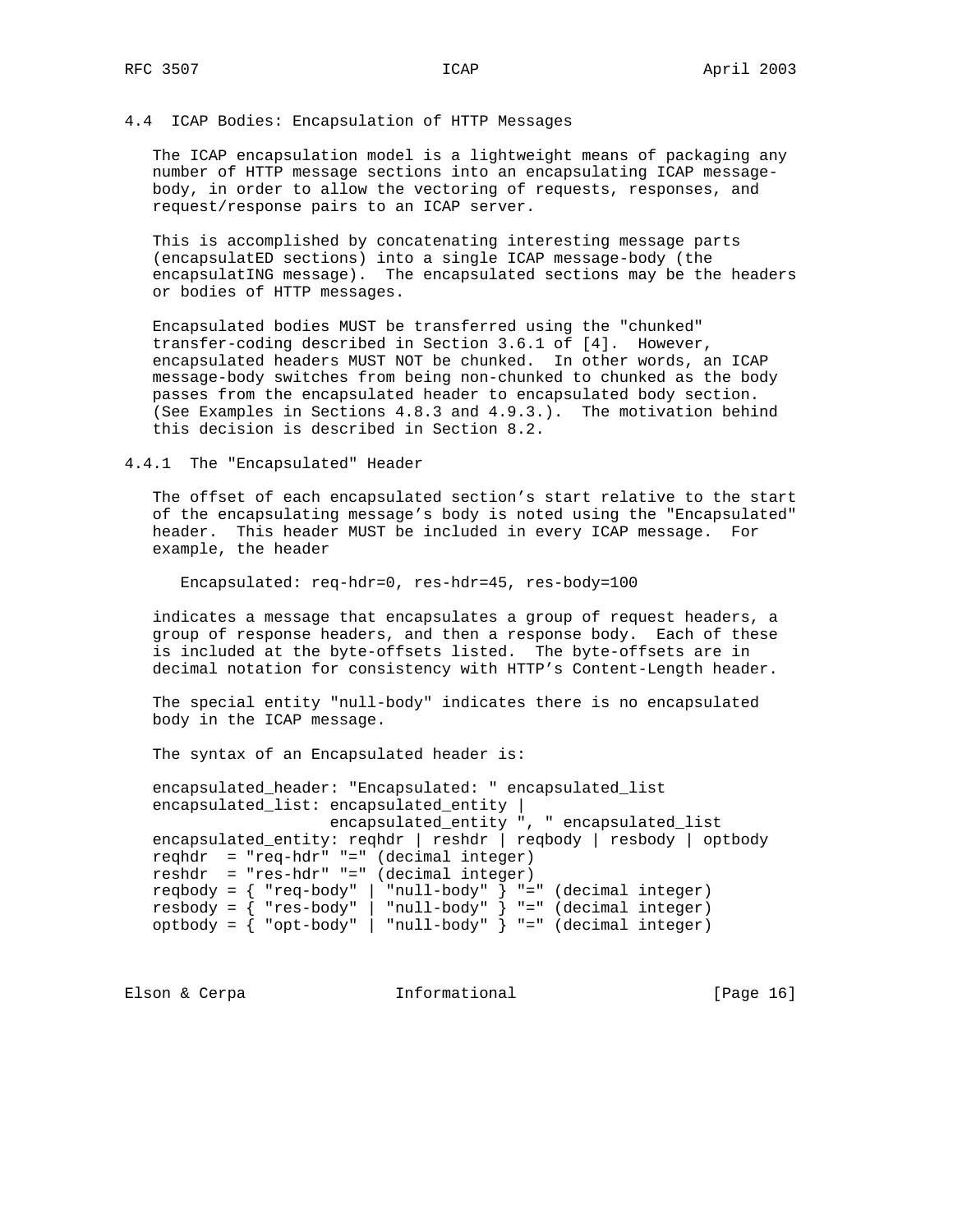### 4.4 ICAP Bodies: Encapsulation of HTTP Messages

The ICAP encapsulation model is a lightweight means of packaging any number of HTTP message sections into an encapsulating ICAP message-body, in order to allow the vectoring of requests, responses, and request/response pairs to an ICAP server.

This is accomplished by concatenating interesting message parts (encapsulatED sections) into a single ICAP message-body (the encapsulatING message). The encapsulated sections may be the headers or bodies of HTTP messages.

Encapsulated bodies MUST be transferred using the "chunked" transfer-coding described in Section 3.6.1 of [4]. However, encapsulated headers MUST NOT be chunked. In other words, an ICAP message-body switches from being non-chunked to chunked as the body passes from the encapsulated header to encapsulated body section. (See Examples in Sections 4.8.3 and 4.9.3.). The motivation behind this decision is described in Section 8.2.

#### 4.4.1 The "Encapsulated" Header

The offset of each encapsulated section's start relative to the start of the encapsulating message's body is noted using the "Encapsulated" header. This header MUST be included in every ICAP message. For example, the header

```
   Encapsulated: req-hdr=0, res-hdr=45, res-body=100
```

indicates a message that encapsulates a group of request headers, a group of response headers, and then a response body. Each of these is included at the byte-offsets listed. The byte-offsets are in decimal notation for consistency with HTTP's Content-Length header.

The special entity "null-body" indicates there is no encapsulated body in the ICAP message.

The syntax of an Encapsulated header is:

```
encapsulated_header: "Encapsulated: " encapsulated_list
encapsulated_list: encapsulated_entity |
                   encapsulated_entity ", " encapsulated_list
encapsulated_entity: reqhdr | reshdr | reqbody | resbody | optbody
reqhdr  = "req-hdr" "=" (decimal integer)
reshdr  = "res-hdr" "=" (decimal integer)
reqbody = { "req-body" | "null-body" } "=" (decimal integer)
resbody = { "res-body" | "null-body" } "=" (decimal integer)
optbody = { "opt-body" | "null-body" } "=" (decimal integer)
```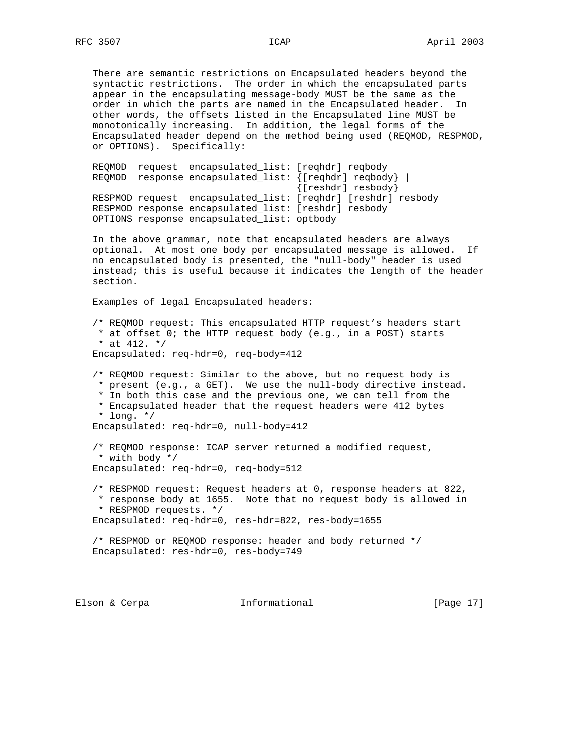There are semantic restrictions on Encapsulated headers beyond the syntactic restrictions. The order in which the encapsulated parts appear in the encapsulating message-body MUST be the same as the order in which the parts are named in the Encapsulated header. In other words, the offsets listed in the Encapsulated line MUST be monotonically increasing. In addition, the legal forms of the Encapsulated header depend on the method being used (REQMOD, RESPMOD, or OPTIONS). Specifically:

```
REQMOD  request  encapsulated_list: [reqhdr] reqbody
REQMOD  response encapsulated_list: {[reqhdr] reqbody} |
                                    {[reshdr] resbody}
RESPMOD request  encapsulated_list: [reqhdr] [reshdr] resbody
RESPMOD response encapsulated_list: [reshdr] resbody
OPTIONS response encapsulated_list: optbody
```

In the above grammar, note that encapsulated headers are always optional. At most one body per encapsulated message is allowed. If no encapsulated body is presented, the "null-body" header is used instead; this is useful because it indicates the length of the header section.

Examples of legal Encapsulated headers:

```
/* REQMOD request: This encapsulated HTTP request's headers start
 * at offset 0; the HTTP request body (e.g., in a POST) starts
 * at 412. */
Encapsulated: req-hdr=0, req-body=412

/* REQMOD request: Similar to the above, but no request body is
 * present (e.g., a GET). We use the null-body directive instead.
 * In both this case and the previous one, we can tell from the
 * Encapsulated header that the request headers were 412 bytes
 * long. */
Encapsulated: req-hdr=0, null-body=412

/* REQMOD response: ICAP server returned a modified request,
 * with body */
Encapsulated: req-hdr=0, req-body=512

/* RESPMOD request: Request headers at 0, response headers at 822,
 * response body at 1655. Note that no request body is allowed in
 * RESPMOD requests. */
Encapsulated: req-hdr=0, res-hdr=822, res-body=1655

/* RESPMOD or REQMOD response: header and body returned */
Encapsulated: res-hdr=0, res-body=749
```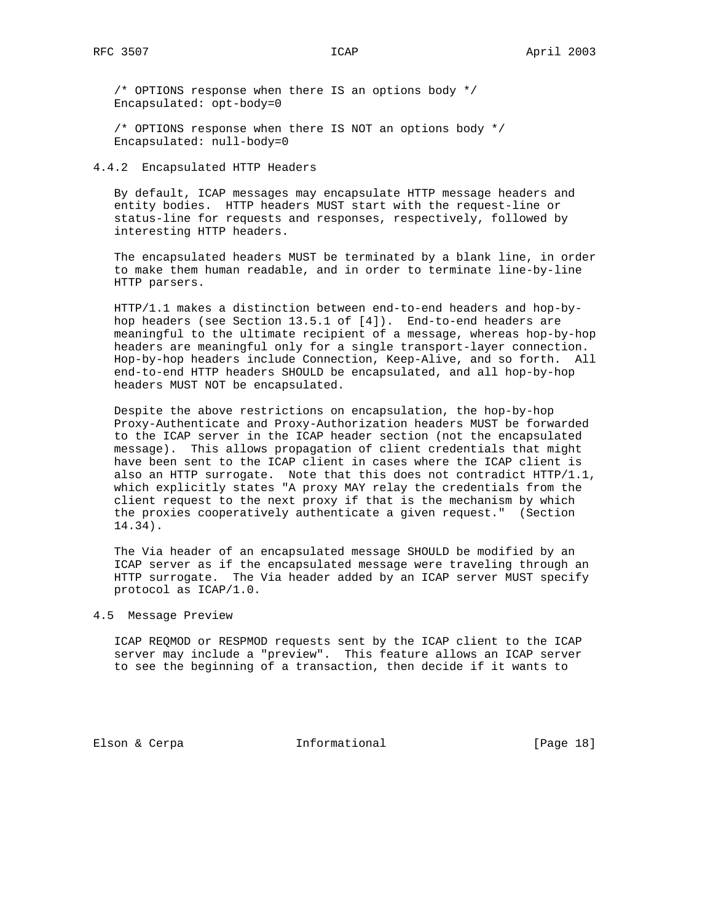```
/* OPTIONS response when there IS an options body */
Encapsulated: opt-body=0

/* OPTIONS response when there IS NOT an options body */
Encapsulated: null-body=0
```

### 4.4.2 Encapsulated HTTP Headers

By default, ICAP messages may encapsulate HTTP message headers and entity bodies. HTTP headers MUST start with the request-line or status-line for requests and responses, respectively, followed by interesting HTTP headers.

The encapsulated headers MUST be terminated by a blank line, in order to make them human readable, and in order to terminate line-by-line HTTP parsers.

HTTP/1.1 makes a distinction between end-to-end headers and hop-by-hop headers (see Section 13.5.1 of [4]). End-to-end headers are meaningful to the ultimate recipient of a message, whereas hop-by-hop headers are meaningful only for a single transport-layer connection. Hop-by-hop headers include Connection, Keep-Alive, and so forth. All end-to-end HTTP headers SHOULD be encapsulated, and all hop-by-hop headers MUST NOT be encapsulated.

Despite the above restrictions on encapsulation, the hop-by-hop Proxy-Authenticate and Proxy-Authorization headers MUST be forwarded to the ICAP server in the ICAP header section (not the encapsulated message). This allows propagation of client credentials that might have been sent to the ICAP client in cases where the ICAP client is also an HTTP surrogate. Note that this does not contradict HTTP/1.1, which explicitly states "A proxy MAY relay the credentials from the client request to the next proxy if that is the mechanism by which the proxies cooperatively authenticate a given request." (Section 14.34).

The Via header of an encapsulated message SHOULD be modified by an ICAP server as if the encapsulated message were traveling through an HTTP surrogate. The Via header added by an ICAP server MUST specify protocol as ICAP/1.0.

## 4.5 Message Preview

ICAP REQMOD or RESPMOD requests sent by the ICAP client to the ICAP server may include a "preview". This feature allows an ICAP server to see the beginning of a transaction, then decide if it wants to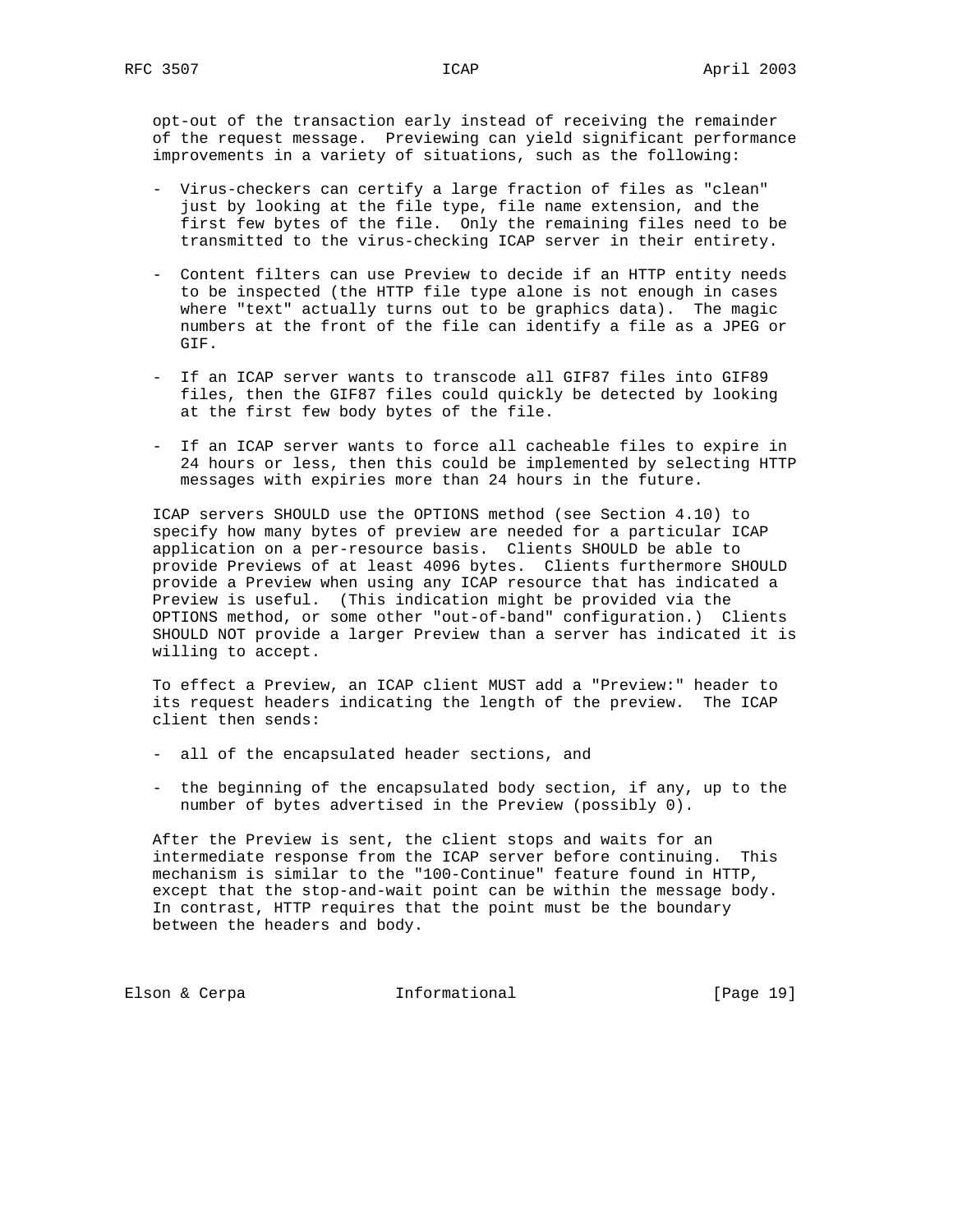opt-out of the transaction early instead of receiving the remainder of the request message. Previewing can yield significant performance improvements in a variety of situations, such as the following:

- Virus-checkers can certify a large fraction of files as "clean" just by looking at the file type, file name extension, and the first few bytes of the file. Only the remaining files need to be transmitted to the virus-checking ICAP server in their entirety.

- Content filters can use Preview to decide if an HTTP entity needs to be inspected (the HTTP file type alone is not enough in cases where "text" actually turns out to be graphics data). The magic numbers at the front of the file can identify a file as a JPEG or GIF.

- If an ICAP server wants to transcode all GIF87 files into GIF89 files, then the GIF87 files could quickly be detected by looking at the first few body bytes of the file.

- If an ICAP server wants to force all cacheable files to expire in 24 hours or less, then this could be implemented by selecting HTTP messages with expiries more than 24 hours in the future.

ICAP servers SHOULD use the OPTIONS method (see Section 4.10) to specify how many bytes of preview are needed for a particular ICAP application on a per-resource basis. Clients SHOULD be able to provide Previews of at least 4096 bytes. Clients furthermore SHOULD provide a Preview when using any ICAP resource that has indicated a Preview is useful. (This indication might be provided via the OPTIONS method, or some other "out-of-band" configuration.) Clients SHOULD NOT provide a larger Preview than a server has indicated it is willing to accept.

To effect a Preview, an ICAP client MUST add a "Preview:" header to its request headers indicating the length of the preview. The ICAP client then sends:

- all of the encapsulated header sections, and

- the beginning of the encapsulated body section, if any, up to the number of bytes advertised in the Preview (possibly 0).

After the Preview is sent, the client stops and waits for an intermediate response from the ICAP server before continuing. This mechanism is similar to the "100-Continue" feature found in HTTP, except that the stop-and-wait point can be within the message body. In contrast, HTTP requires that the point must be the boundary between the headers and body.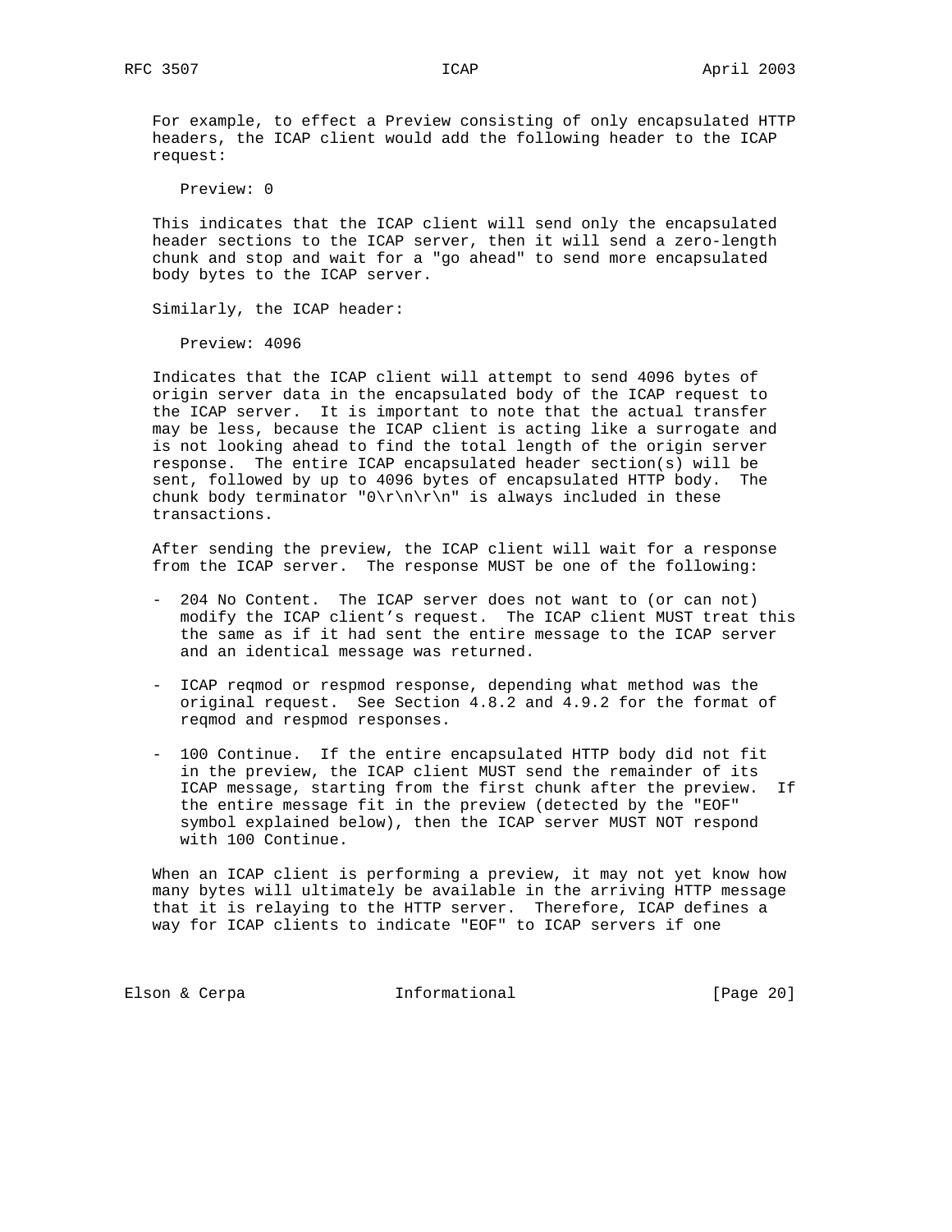For example, to effect a Preview consisting of only encapsulated HTTP headers, the ICAP client would add the following header to the ICAP request:

```
Preview: 0
```

This indicates that the ICAP client will send only the encapsulated header sections to the ICAP server, then it will send a zero-length chunk and stop and wait for a "go ahead" to send more encapsulated body bytes to the ICAP server.

Similarly, the ICAP header:

```
Preview: 4096
```

Indicates that the ICAP client will attempt to send 4096 bytes of origin server data in the encapsulated body of the ICAP request to the ICAP server. It is important to note that the actual transfer may be less, because the ICAP client is acting like a surrogate and is not looking ahead to find the total length of the origin server response. The entire ICAP encapsulated header section(s) will be sent, followed by up to 4096 bytes of encapsulated HTTP body. The chunk body terminator "0\r\n\r\n" is always included in these transactions.

After sending the preview, the ICAP client will wait for a response from the ICAP server. The response MUST be one of the following:

- 204 No Content. The ICAP server does not want to (or can not) modify the ICAP client's request. The ICAP client MUST treat this the same as if it had sent the entire message to the ICAP server and an identical message was returned.

- ICAP reqmod or respmod response, depending what method was the original request. See Section 4.8.2 and 4.9.2 for the format of reqmod and respmod responses.

- 100 Continue. If the entire encapsulated HTTP body did not fit in the preview, the ICAP client MUST send the remainder of its ICAP message, starting from the first chunk after the preview. If the entire message fit in the preview (detected by the "EOF" symbol explained below), then the ICAP server MUST NOT respond with 100 Continue.

When an ICAP client is performing a preview, it may not yet know how many bytes will ultimately be available in the arriving HTTP message that it is relaying to the HTTP server. Therefore, ICAP defines a way for ICAP clients to indicate "EOF" to ICAP servers if one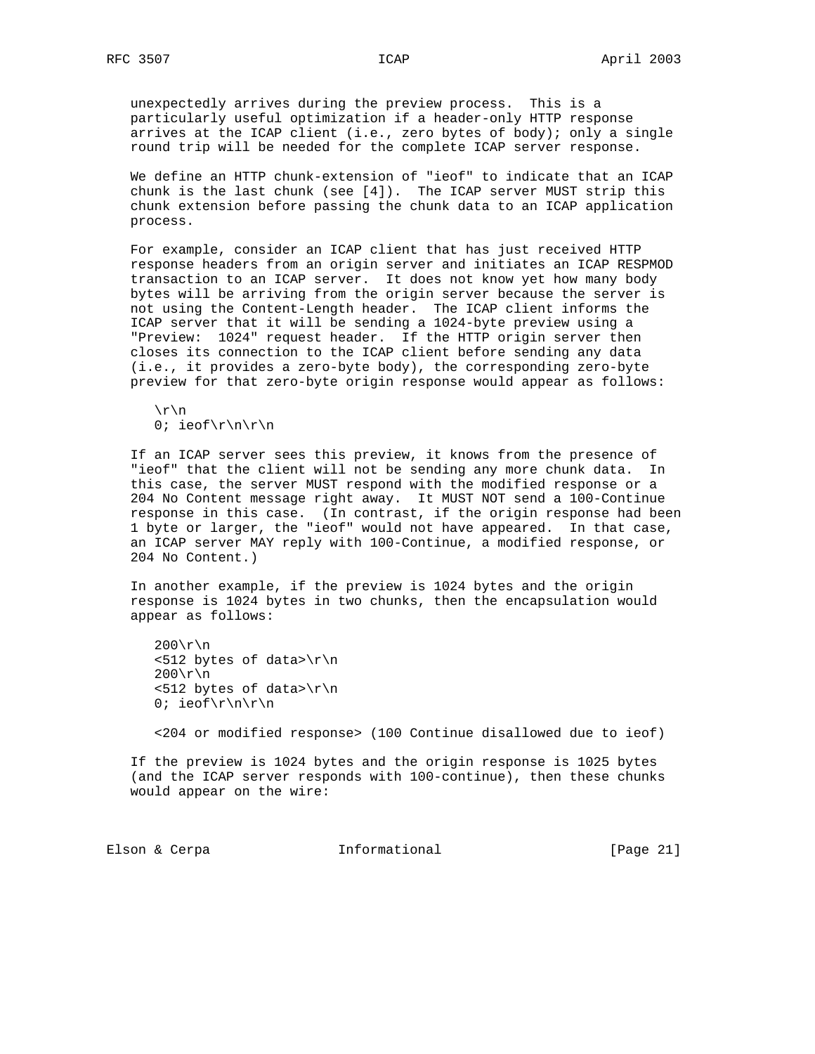unexpectedly arrives during the preview process. This is a particularly useful optimization if a header-only HTTP response arrives at the ICAP client (i.e., zero bytes of body); only a single round trip will be needed for the complete ICAP server response.

We define an HTTP chunk-extension of "ieof" to indicate that an ICAP chunk is the last chunk (see [4]). The ICAP server MUST strip this chunk extension before passing the chunk data to an ICAP application process.

For example, consider an ICAP client that has just received HTTP response headers from an origin server and initiates an ICAP RESPMOD transaction to an ICAP server. It does not know yet how many body bytes will be arriving from the origin server because the server is not using the Content-Length header. The ICAP client informs the ICAP server that it will be sending a 1024-byte preview using a "Preview: 1024" request header. If the HTTP origin server then closes its connection to the ICAP client before sending any data (i.e., it provides a zero-byte body), the corresponding zero-byte preview for that zero-byte origin response would appear as follows:

```
\r\n
0; ieof\r\n\r\n
```

If an ICAP server sees this preview, it knows from the presence of "ieof" that the client will not be sending any more chunk data. In this case, the server MUST respond with the modified response or a 204 No Content message right away. It MUST NOT send a 100-Continue response in this case. (In contrast, if the origin response had been 1 byte or larger, the "ieof" would not have appeared. In that case, an ICAP server MAY reply with 100-Continue, a modified response, or 204 No Content.)

In another example, if the preview is 1024 bytes and the origin response is 1024 bytes in two chunks, then the encapsulation would appear as follows:

```
200\r\n
<512 bytes of data>\r\n
200\r\n
<512 bytes of data>\r\n
0; ieof\r\n\r\n

<204 or modified response> (100 Continue disallowed due to ieof)
```

If the preview is 1024 bytes and the origin response is 1025 bytes (and the ICAP server responds with 100-continue), then these chunks would appear on the wire: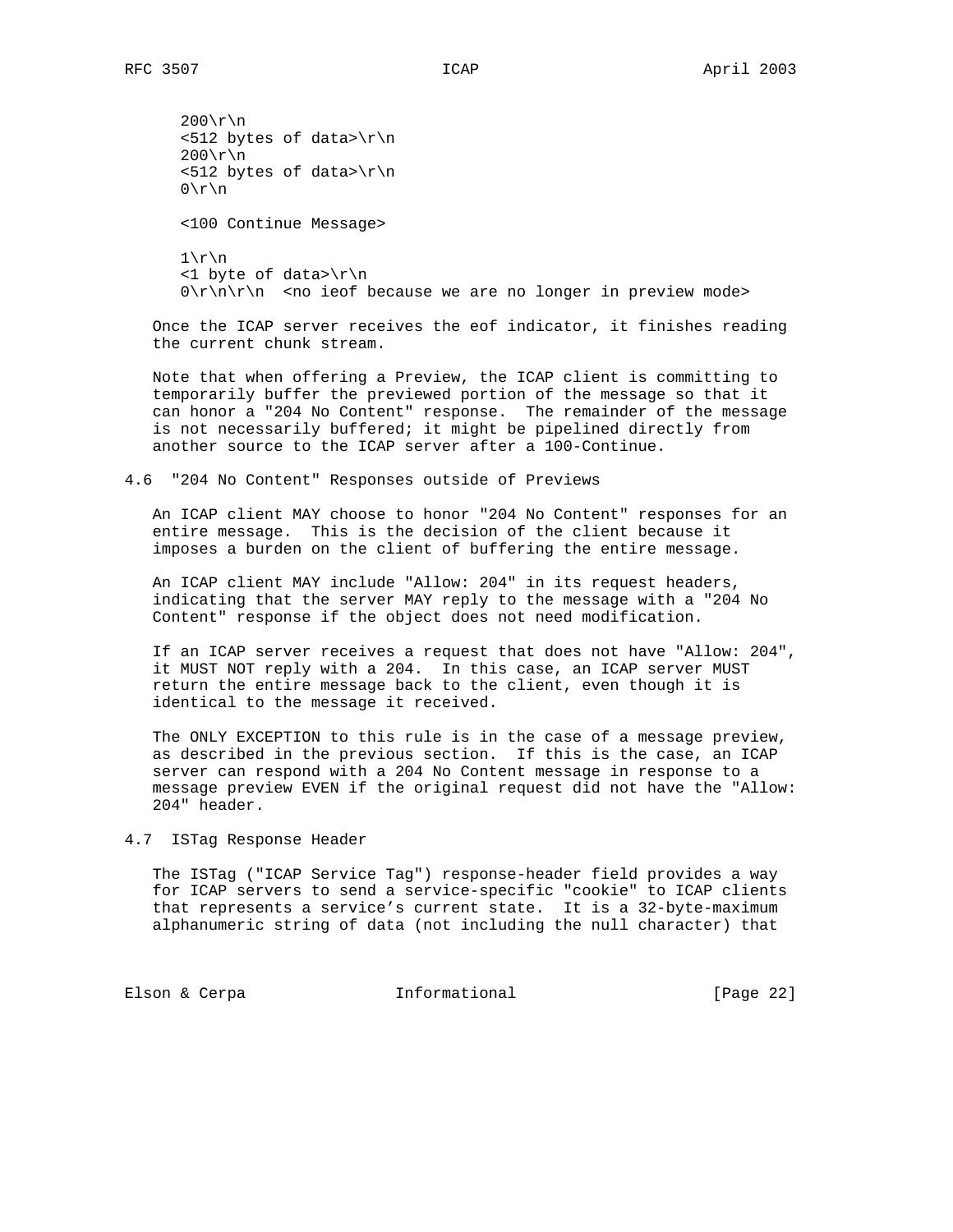```
200\r\n
<512 bytes of data>\r\n
200\r\n
<512 bytes of data>\r\n
0\r\n

<100 Continue Message>

1\r\n
<1 byte of data>\r\n
0\r\n\r\n  <no ieof because we are no longer in preview mode>
```

Once the ICAP server receives the eof indicator, it finishes reading the current chunk stream.

Note that when offering a Preview, the ICAP client is committing to temporarily buffer the previewed portion of the message so that it can honor a "204 No Content" response. The remainder of the message is not necessarily buffered; it might be pipelined directly from another source to the ICAP server after a 100-Continue.

## 4.6 "204 No Content" Responses outside of Previews

An ICAP client MAY choose to honor "204 No Content" responses for an entire message. This is the decision of the client because it imposes a burden on the client of buffering the entire message.

An ICAP client MAY include "Allow: 204" in its request headers, indicating that the server MAY reply to the message with a "204 No Content" response if the object does not need modification.

If an ICAP server receives a request that does not have "Allow: 204", it MUST NOT reply with a 204. In this case, an ICAP server MUST return the entire message back to the client, even though it is identical to the message it received.

The ONLY EXCEPTION to this rule is in the case of a message preview, as described in the previous section. If this is the case, an ICAP server can respond with a 204 No Content message in response to a message preview EVEN if the original request did not have the "Allow: 204" header.

## 4.7 ISTag Response Header

The ISTag ("ICAP Service Tag") response-header field provides a way for ICAP servers to send a service-specific "cookie" to ICAP clients that represents a service's current state. It is a 32-byte-maximum alphanumeric string of data (not including the null character) that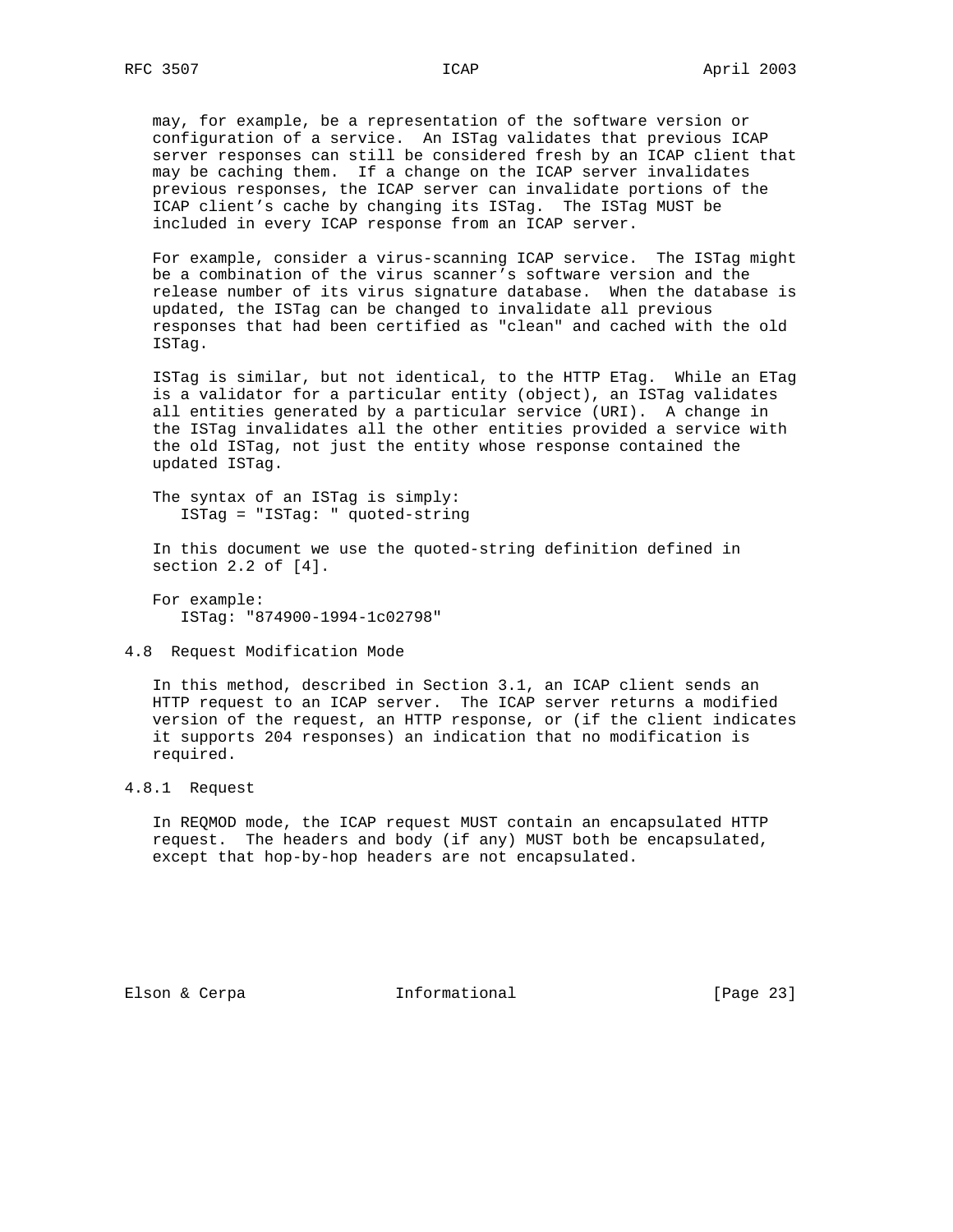may, for example, be a representation of the software version or configuration of a service. An ISTag validates that previous ICAP server responses can still be considered fresh by an ICAP client that may be caching them. If a change on the ICAP server invalidates previous responses, the ICAP server can invalidate portions of the ICAP client's cache by changing its ISTag. The ISTag MUST be included in every ICAP response from an ICAP server.

For example, consider a virus-scanning ICAP service. The ISTag might be a combination of the virus scanner's software version and the release number of its virus signature database. When the database is updated, the ISTag can be changed to invalidate all previous responses that had been certified as "clean" and cached with the old ISTag.

ISTag is similar, but not identical, to the HTTP ETag. While an ETag is a validator for a particular entity (object), an ISTag validates all entities generated by a particular service (URI). A change in the ISTag invalidates all the other entities provided a service with the old ISTag, not just the entity whose response contained the updated ISTag.

The syntax of an ISTag is simply:

```
ISTag = "ISTag: " quoted-string
```

In this document we use the quoted-string definition defined in section 2.2 of [4].

For example:

```
ISTag: "874900-1994-1c02798"
```

## 4.8 Request Modification Mode

In this method, described in Section 3.1, an ICAP client sends an HTTP request to an ICAP server. The ICAP server returns a modified version of the request, an HTTP response, or (if the client indicates it supports 204 responses) an indication that no modification is required.

### 4.8.1 Request

In REQMOD mode, the ICAP request MUST contain an encapsulated HTTP request. The headers and body (if any) MUST both be encapsulated, except that hop-by-hop headers are not encapsulated.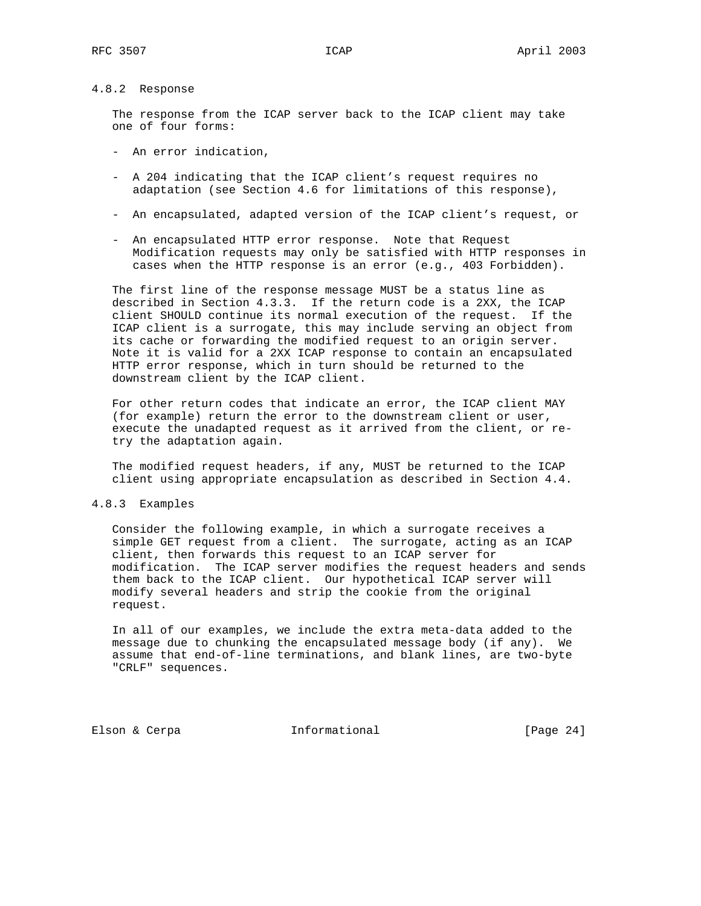### 4.8.2 Response

The response from the ICAP server back to the ICAP client may take one of four forms:

- An error indication,

- A 204 indicating that the ICAP client's request requires no adaptation (see Section 4.6 for limitations of this response),

- An encapsulated, adapted version of the ICAP client's request, or

- An encapsulated HTTP error response. Note that Request Modification requests may only be satisfied with HTTP responses in cases when the HTTP response is an error (e.g., 403 Forbidden).

The first line of the response message MUST be a status line as described in Section 4.3.3. If the return code is a 2XX, the ICAP client SHOULD continue its normal execution of the request. If the ICAP client is a surrogate, this may include serving an object from its cache or forwarding the modified request to an origin server. Note it is valid for a 2XX ICAP response to contain an encapsulated HTTP error response, which in turn should be returned to the downstream client by the ICAP client.

For other return codes that indicate an error, the ICAP client MAY (for example) return the error to the downstream client or user, execute the unadapted request as it arrived from the client, or re-try the adaptation again.

The modified request headers, if any, MUST be returned to the ICAP client using appropriate encapsulation as described in Section 4.4.

### 4.8.3 Examples

Consider the following example, in which a surrogate receives a simple GET request from a client. The surrogate, acting as an ICAP client, then forwards this request to an ICAP server for modification. The ICAP server modifies the request headers and sends them back to the ICAP client. Our hypothetical ICAP server will modify several headers and strip the cookie from the original request.

In all of our examples, we include the extra meta-data added to the message due to chunking the encapsulated message body (if any). We assume that end-of-line terminations, and blank lines, are two-byte "CRLF" sequences.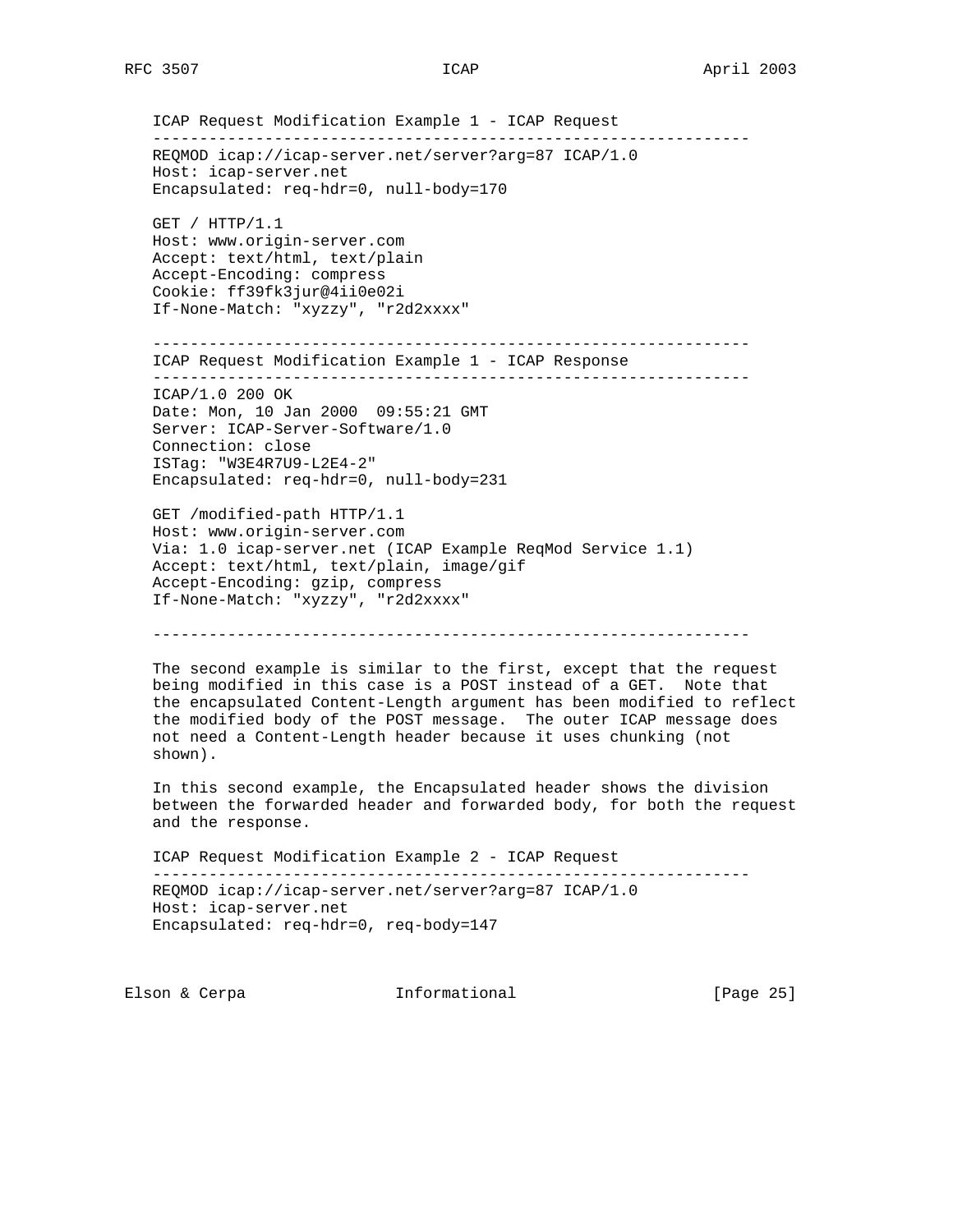ICAP Request Modification Example 1 - ICAP Request

```
----------------------------------------------------------------
REQMOD icap://icap-server.net/server?arg=87 ICAP/1.0
Host: icap-server.net
Encapsulated: req-hdr=0, null-body=170

GET / HTTP/1.1
Host: www.origin-server.com
Accept: text/html, text/plain
Accept-Encoding: compress
Cookie: ff39fk3jur@4ii0e02i
If-None-Match: "xyzzy", "r2d2xxxx"

----------------------------------------------------------------
```

ICAP Request Modification Example 1 - ICAP Response

```
----------------------------------------------------------------
ICAP/1.0 200 OK
Date: Mon, 10 Jan 2000  09:55:21 GMT
Server: ICAP-Server-Software/1.0
Connection: close
ISTag: "W3E4R7U9-L2E4-2"
Encapsulated: req-hdr=0, null-body=231

GET /modified-path HTTP/1.1
Host: www.origin-server.com
Via: 1.0 icap-server.net (ICAP Example ReqMod Service 1.1)
Accept: text/html, text/plain, image/gif
Accept-Encoding: gzip, compress
If-None-Match: "xyzzy", "r2d2xxxx"

----------------------------------------------------------------
```

The second example is similar to the first, except that the request being modified in this case is a POST instead of a GET. Note that the encapsulated Content-Length argument has been modified to reflect the modified body of the POST message. The outer ICAP message does not need a Content-Length header because it uses chunking (not shown).

In this second example, the Encapsulated header shows the division between the forwarded header and forwarded body, for both the request and the response.

ICAP Request Modification Example 2 - ICAP Request

```
----------------------------------------------------------------
REQMOD icap://icap-server.net/server?arg=87 ICAP/1.0
Host: icap-server.net
Encapsulated: req-hdr=0, req-body=147
```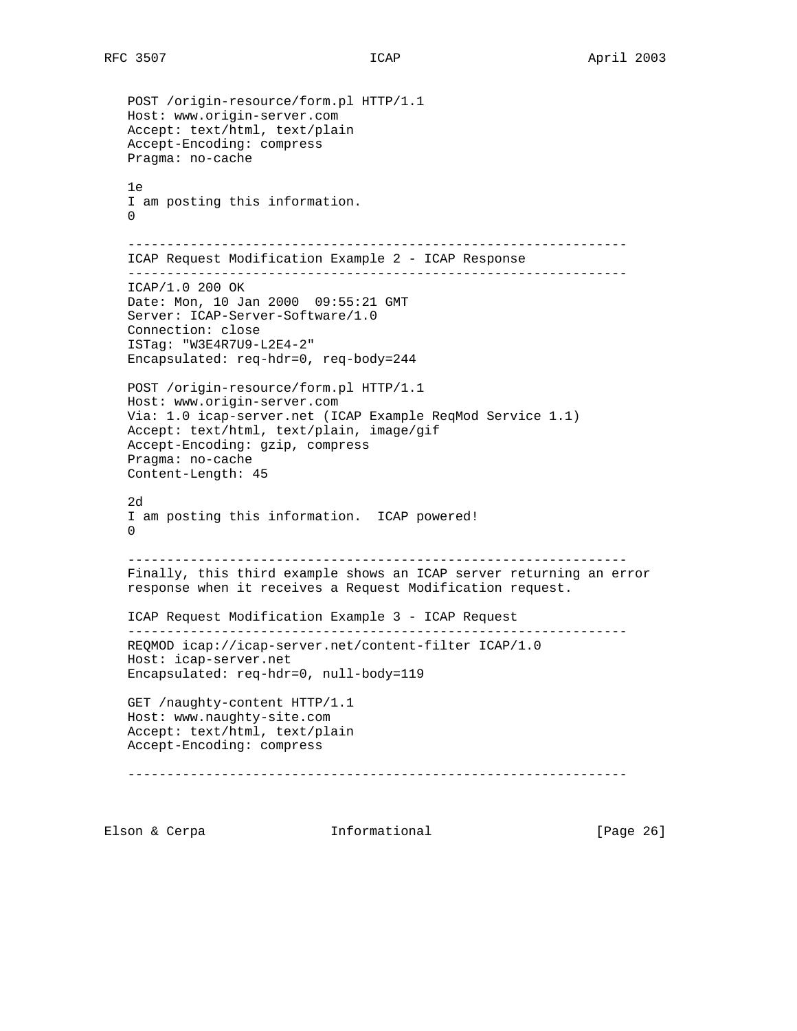```
POST /origin-resource/form.pl HTTP/1.1
Host: www.origin-server.com
Accept: text/html, text/plain
Accept-Encoding: compress
Pragma: no-cache

1e
I am posting this information.
0

---------------------------------------------------------------
ICAP Request Modification Example 2 - ICAP Response
---------------------------------------------------------------
ICAP/1.0 200 OK
Date: Mon, 10 Jan 2000  09:55:21 GMT
Server: ICAP-Server-Software/1.0
Connection: close
ISTag: "W3E4R7U9-L2E4-2"
Encapsulated: req-hdr=0, req-body=244

POST /origin-resource/form.pl HTTP/1.1
Host: www.origin-server.com
Via: 1.0 icap-server.net (ICAP Example ReqMod Service 1.1)
Accept: text/html, text/plain, image/gif
Accept-Encoding: gzip, compress
Pragma: no-cache
Content-Length: 45

2d
I am posting this information.  ICAP powered!
0

---------------------------------------------------------------
```

Finally, this third example shows an ICAP server returning an error response when it receives a Request Modification request.

```
ICAP Request Modification Example 3 - ICAP Request
---------------------------------------------------------------
REQMOD icap://icap-server.net/content-filter ICAP/1.0
Host: icap-server.net
Encapsulated: req-hdr=0, null-body=119

GET /naughty-content HTTP/1.1
Host: www.naughty-site.com
Accept: text/html, text/plain
Accept-Encoding: compress

---------------------------------------------------------------
```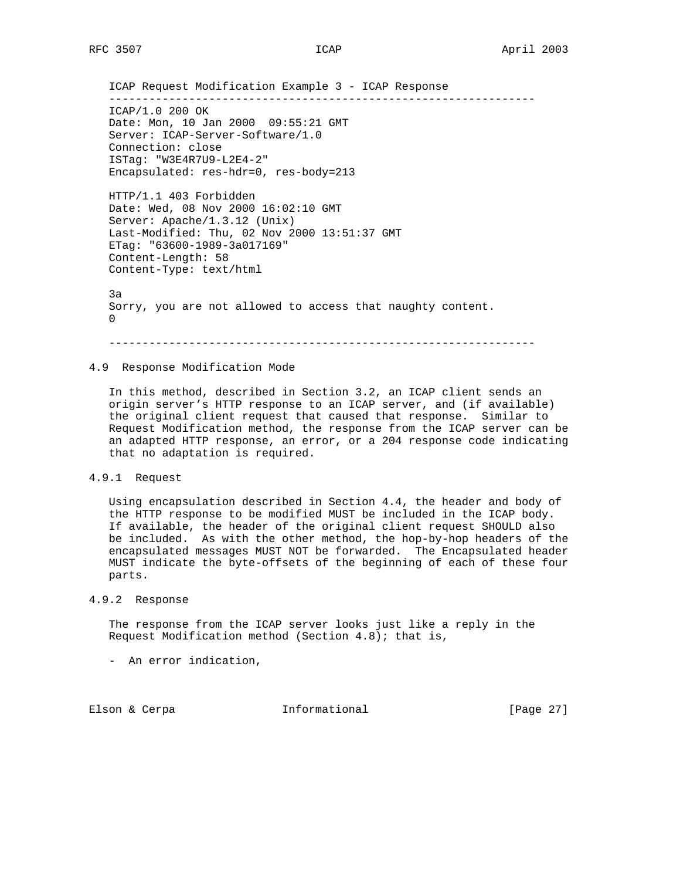ICAP Request Modification Example 3 - ICAP Response

```
----------------------------------------------------------------
ICAP/1.0 200 OK
Date: Mon, 10 Jan 2000  09:55:21 GMT
Server: ICAP-Server-Software/1.0
Connection: close
ISTag: "W3E4R7U9-L2E4-2"
Encapsulated: res-hdr=0, res-body=213

HTTP/1.1 403 Forbidden
Date: Wed, 08 Nov 2000 16:02:10 GMT
Server: Apache/1.3.12 (Unix)
Last-Modified: Thu, 02 Nov 2000 13:51:37 GMT
ETag: "63600-1989-3a017169"
Content-Length: 58
Content-Type: text/html

3a
Sorry, you are not allowed to access that naughty content.
0

----------------------------------------------------------------
```

### 4.9 Response Modification Mode

In this method, described in Section 3.2, an ICAP client sends an origin server's HTTP response to an ICAP server, and (if available) the original client request that caused that response. Similar to Request Modification method, the response from the ICAP server can be an adapted HTTP response, an error, or a 204 response code indicating that no adaptation is required.

#### 4.9.1 Request

Using encapsulation described in Section 4.4, the header and body of the HTTP response to be modified MUST be included in the ICAP body. If available, the header of the original client request SHOULD also be included. As with the other method, the hop-by-hop headers of the encapsulated messages MUST NOT be forwarded. The Encapsulated header MUST indicate the byte-offsets of the beginning of each of these four parts.

#### 4.9.2 Response

The response from the ICAP server looks just like a reply in the Request Modification method (Section 4.8); that is,

- An error indication,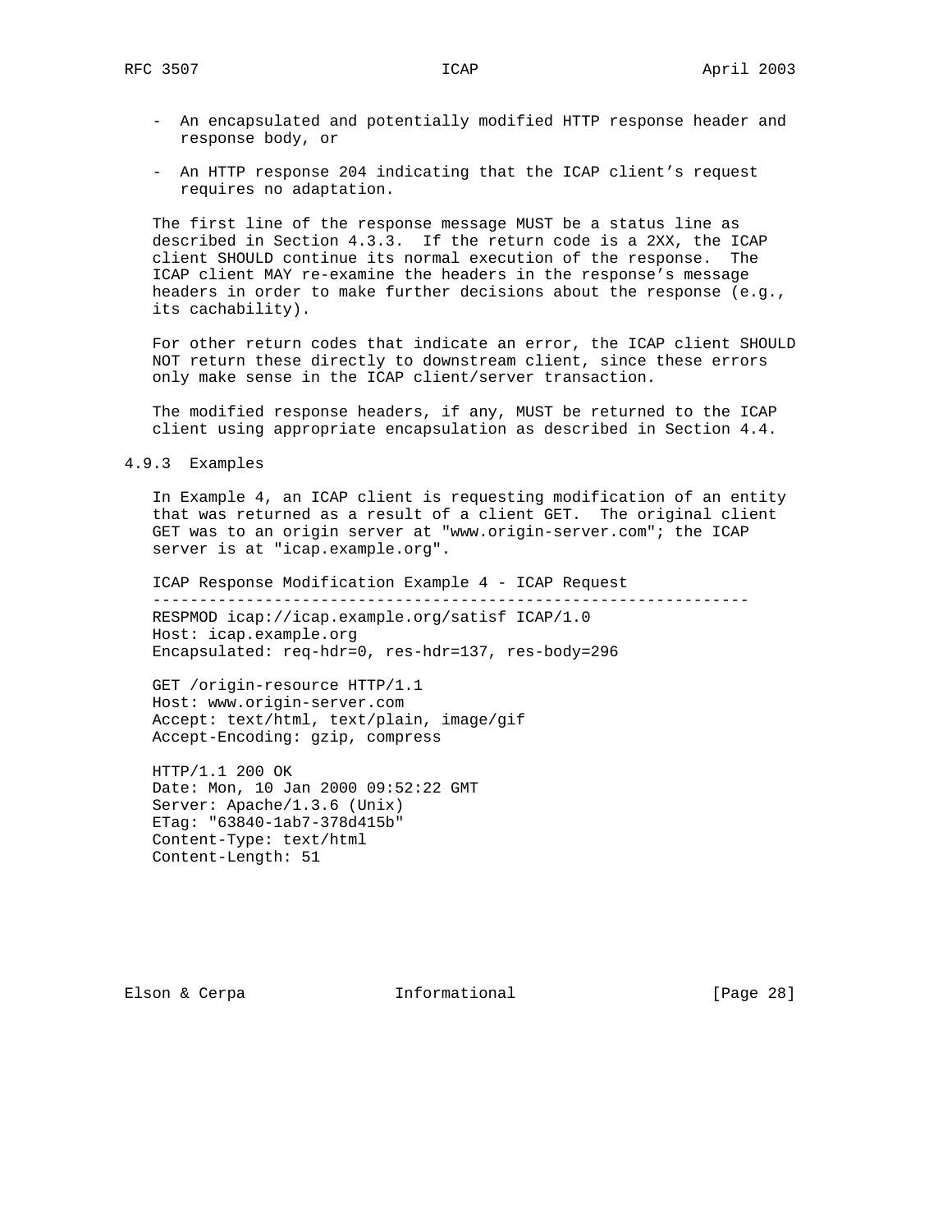- An encapsulated and potentially modified HTTP response header and response body, or

- An HTTP response 204 indicating that the ICAP client's request requires no adaptation.

The first line of the response message MUST be a status line as described in Section 4.3.3. If the return code is a 2XX, the ICAP client SHOULD continue its normal execution of the response. The ICAP client MAY re-examine the headers in the response's message headers in order to make further decisions about the response (e.g., its cachability).

For other return codes that indicate an error, the ICAP client SHOULD NOT return these directly to downstream client, since these errors only make sense in the ICAP client/server transaction.

The modified response headers, if any, MUST be returned to the ICAP client using appropriate encapsulation as described in Section 4.4.

### 4.9.3 Examples

In Example 4, an ICAP client is requesting modification of an entity that was returned as a result of a client GET. The original client GET was to an origin server at "www.origin-server.com"; the ICAP server is at "icap.example.org".

```
ICAP Response Modification Example 4 - ICAP Request
----------------------------------------------------------------
RESPMOD icap://icap.example.org/satisf ICAP/1.0
Host: icap.example.org
Encapsulated: req-hdr=0, res-hdr=137, res-body=296

GET /origin-resource HTTP/1.1
Host: www.origin-server.com
Accept: text/html, text/plain, image/gif
Accept-Encoding: gzip, compress

HTTP/1.1 200 OK
Date: Mon, 10 Jan 2000 09:52:22 GMT
Server: Apache/1.3.6 (Unix)
ETag: "63840-1ab7-378d415b"
Content-Type: text/html
Content-Length: 51
```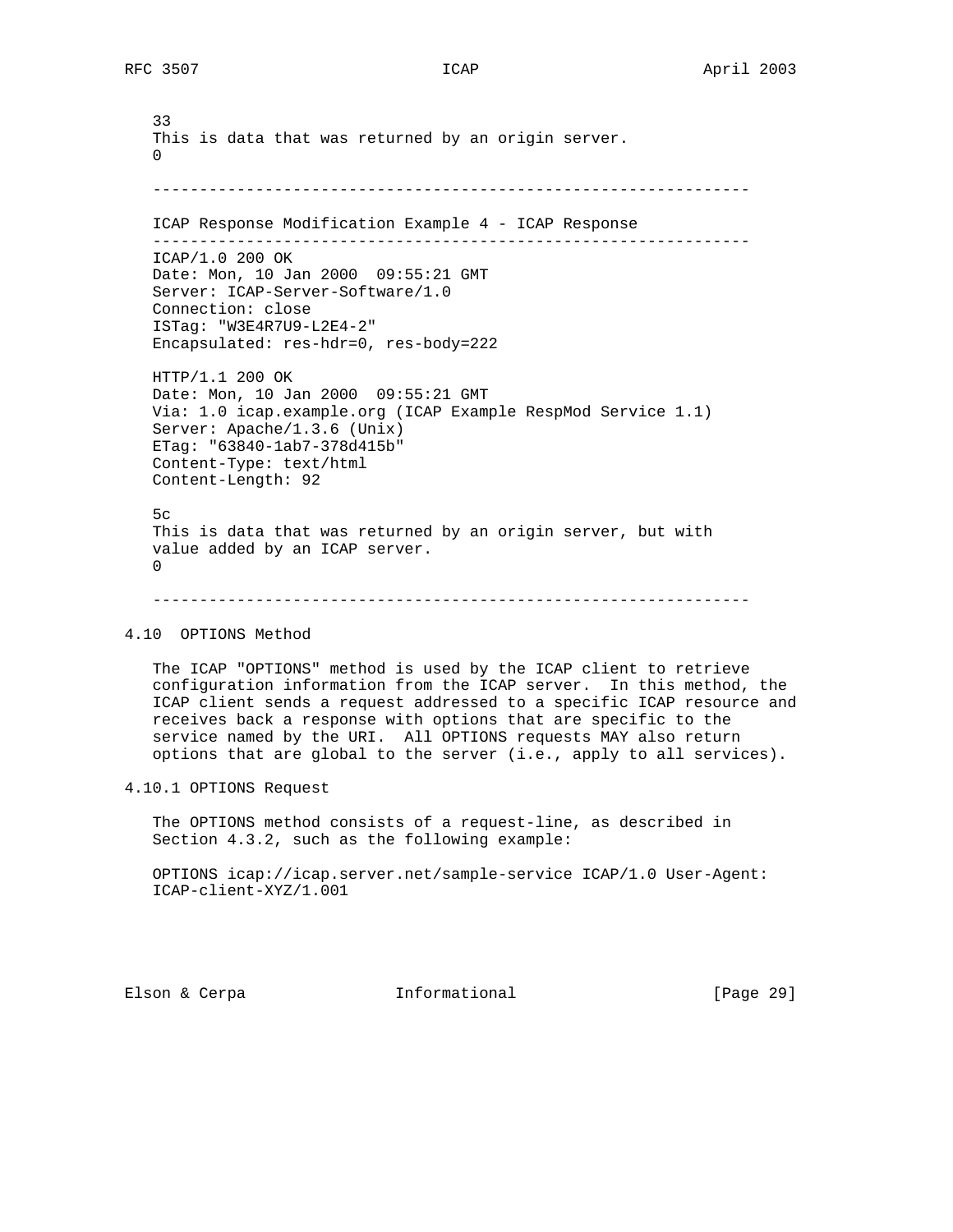```
   33
   This is data that was returned by an origin server.
   0

   ----------------------------------------------------------------

   ICAP Response Modification Example 4 - ICAP Response
   ----------------------------------------------------------------
   ICAP/1.0 200 OK
   Date: Mon, 10 Jan 2000  09:55:21 GMT
   Server: ICAP-Server-Software/1.0
   Connection: close
   ISTag: "W3E4R7U9-L2E4-2"
   Encapsulated: res-hdr=0, res-body=222

   HTTP/1.1 200 OK
   Date: Mon, 10 Jan 2000  09:55:21 GMT
   Via: 1.0 icap.example.org (ICAP Example RespMod Service 1.1)
   Server: Apache/1.3.6 (Unix)
   ETag: "63840-1ab7-378d415b"
   Content-Type: text/html
   Content-Length: 92

   5c
   This is data that was returned by an origin server, but with
   value added by an ICAP server.
   0

   ----------------------------------------------------------------
```

## 4.10 OPTIONS Method

The ICAP "OPTIONS" method is used by the ICAP client to retrieve configuration information from the ICAP server. In this method, the ICAP client sends a request addressed to a specific ICAP resource and receives back a response with options that are specific to the service named by the URI. All OPTIONS requests MAY also return options that are global to the server (i.e., apply to all services).

### 4.10.1 OPTIONS Request

The OPTIONS method consists of a request-line, as described in Section 4.3.2, such as the following example:

```
   OPTIONS icap://icap.server.net/sample-service ICAP/1.0 User-Agent:
   ICAP-client-XYZ/1.001
```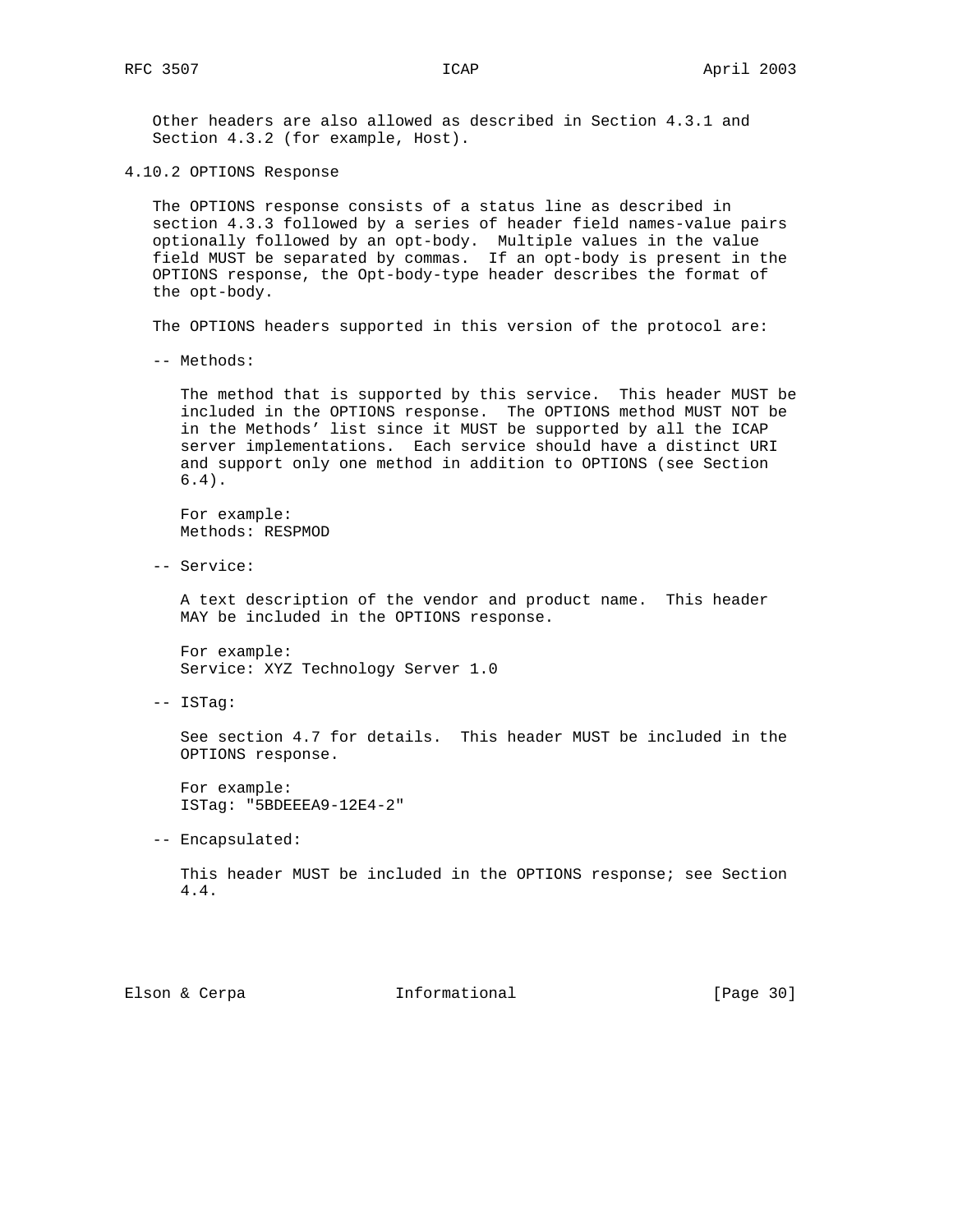Other headers are also allowed as described in Section 4.3.1 and Section 4.3.2 (for example, Host).

### 4.10.2 OPTIONS Response

The OPTIONS response consists of a status line as described in section 4.3.3 followed by a series of header field names-value pairs optionally followed by an opt-body. Multiple values in the value field MUST be separated by commas. If an opt-body is present in the OPTIONS response, the Opt-body-type header describes the format of the opt-body.

The OPTIONS headers supported in this version of the protocol are:

-- Methods:

The method that is supported by this service. This header MUST be included in the OPTIONS response. The OPTIONS method MUST NOT be in the Methods' list since it MUST be supported by all the ICAP server implementations. Each service should have a distinct URI and support only one method in addition to OPTIONS (see Section 6.4).

For example:
Methods: RESPMOD

-- Service:

A text description of the vendor and product name. This header MAY be included in the OPTIONS response.

For example:
Service: XYZ Technology Server 1.0

-- ISTag:

See section 4.7 for details. This header MUST be included in the OPTIONS response.

For example:
ISTag: "5BDEEEA9-12E4-2"

-- Encapsulated:

This header MUST be included in the OPTIONS response; see Section 4.4.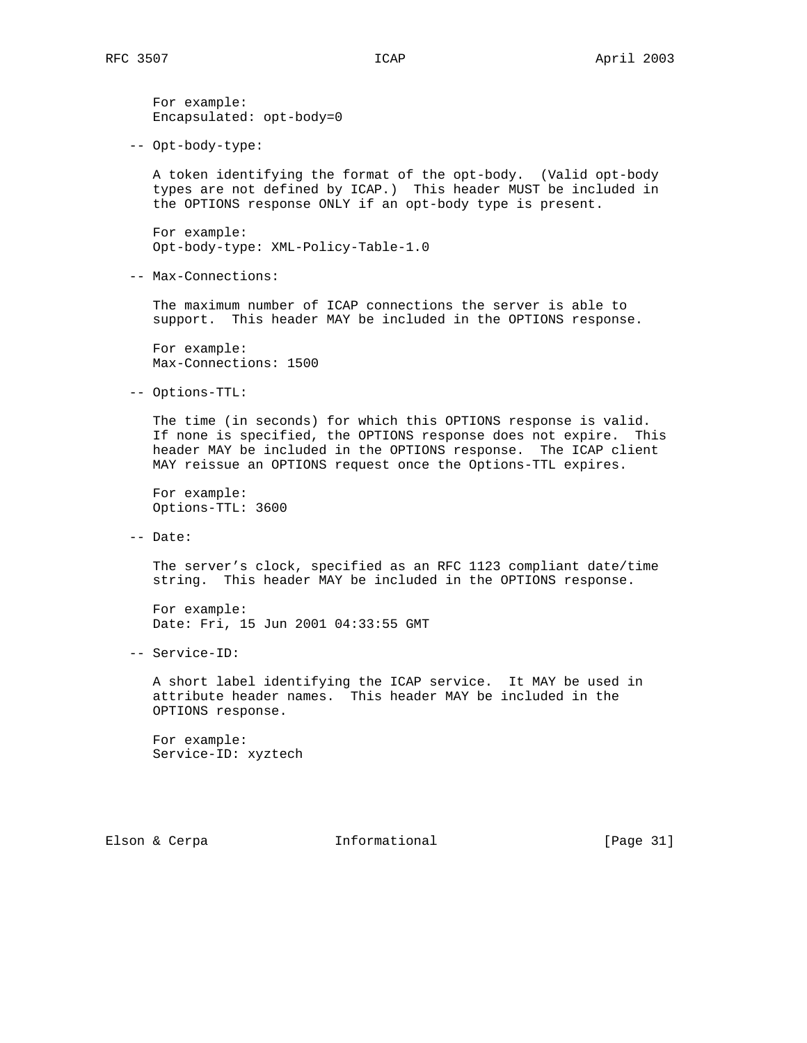For example:
Encapsulated: opt-body=0

-- Opt-body-type:

A token identifying the format of the opt-body. (Valid opt-body types are not defined by ICAP.) This header MUST be included in the OPTIONS response ONLY if an opt-body type is present.

For example:
Opt-body-type: XML-Policy-Table-1.0

-- Max-Connections:

The maximum number of ICAP connections the server is able to support. This header MAY be included in the OPTIONS response.

For example:
Max-Connections: 1500

-- Options-TTL:

The time (in seconds) for which this OPTIONS response is valid. If none is specified, the OPTIONS response does not expire. This header MAY be included in the OPTIONS response. The ICAP client MAY reissue an OPTIONS request once the Options-TTL expires.

For example:
Options-TTL: 3600

-- Date:

The server's clock, specified as an RFC 1123 compliant date/time string. This header MAY be included in the OPTIONS response.

For example:
Date: Fri, 15 Jun 2001 04:33:55 GMT

-- Service-ID:

A short label identifying the ICAP service. It MAY be used in attribute header names. This header MAY be included in the OPTIONS response.

For example:
Service-ID: xyztech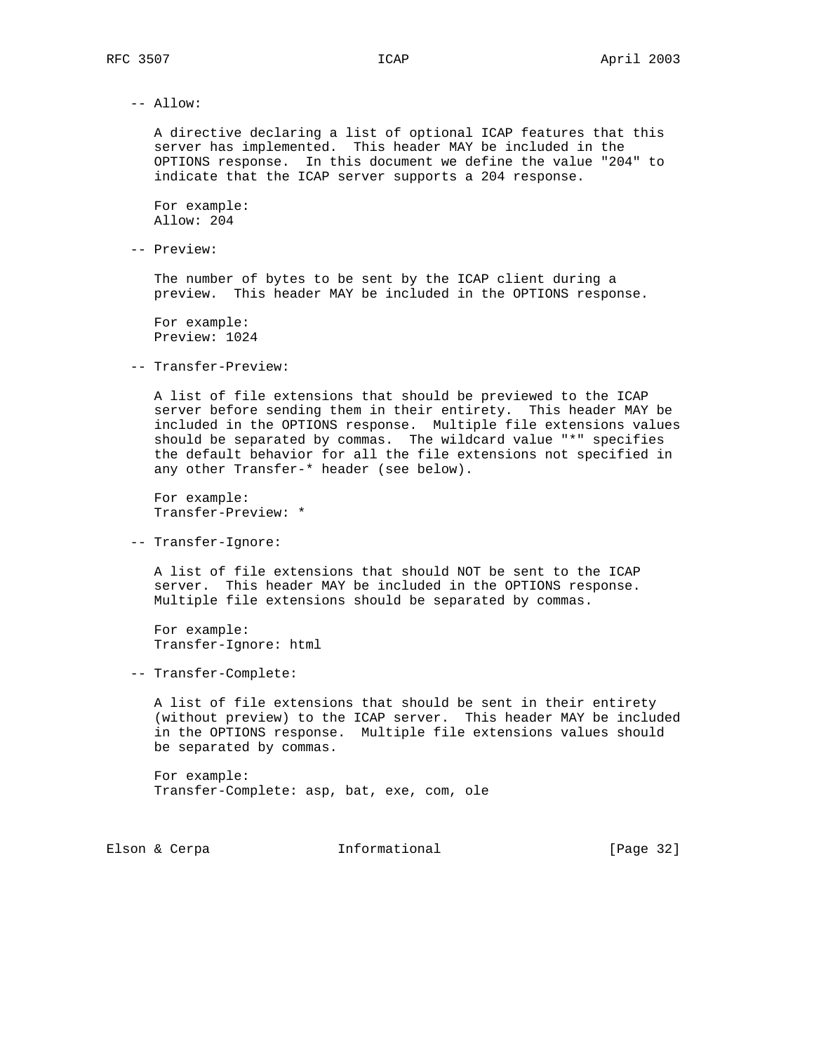-- Allow:

A directive declaring a list of optional ICAP features that this server has implemented. This header MAY be included in the OPTIONS response. In this document we define the value "204" to indicate that the ICAP server supports a 204 response.

For example:
Allow: 204

-- Preview:

The number of bytes to be sent by the ICAP client during a preview. This header MAY be included in the OPTIONS response.

For example:
Preview: 1024

-- Transfer-Preview:

A list of file extensions that should be previewed to the ICAP server before sending them in their entirety. This header MAY be included in the OPTIONS response. Multiple file extensions values should be separated by commas. The wildcard value "*" specifies the default behavior for all the file extensions not specified in any other Transfer-* header (see below).

For example:
Transfer-Preview: *

-- Transfer-Ignore:

A list of file extensions that should NOT be sent to the ICAP server. This header MAY be included in the OPTIONS response. Multiple file extensions should be separated by commas.

For example:
Transfer-Ignore: html

-- Transfer-Complete:

A list of file extensions that should be sent in their entirety (without preview) to the ICAP server. This header MAY be included in the OPTIONS response. Multiple file extensions values should be separated by commas.

For example:
Transfer-Complete: asp, bat, exe, com, ole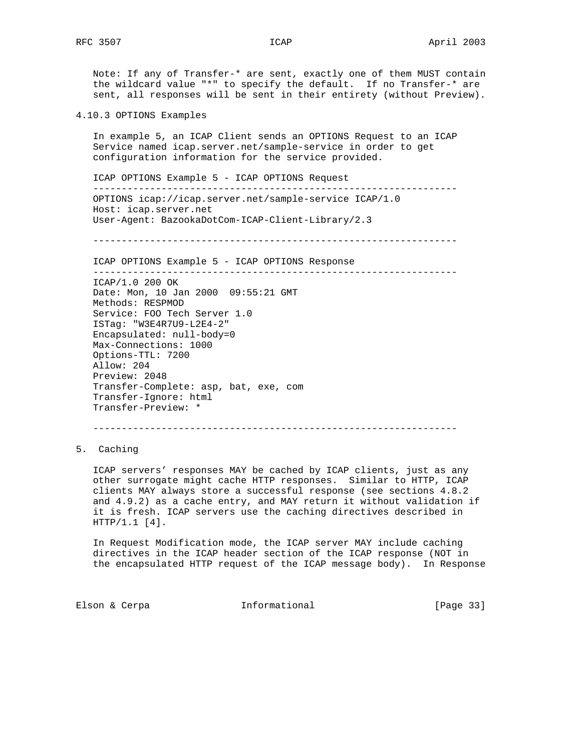Note: If any of Transfer-* are sent, exactly one of them MUST contain the wildcard value "*" to specify the default. If no Transfer-* are sent, all responses will be sent in their entirety (without Preview).

### 4.10.3 OPTIONS Examples

In example 5, an ICAP Client sends an OPTIONS Request to an ICAP Service named icap.server.net/sample-service in order to get configuration information for the service provided.

```
ICAP OPTIONS Example 5 - ICAP OPTIONS Request
----------------------------------------------------------------
OPTIONS icap://icap.server.net/sample-service ICAP/1.0
Host: icap.server.net
User-Agent: BazookaDotCom-ICAP-Client-Library/2.3

----------------------------------------------------------------
```

```
ICAP OPTIONS Example 5 - ICAP OPTIONS Response
----------------------------------------------------------------
ICAP/1.0 200 OK
Date: Mon, 10 Jan 2000  09:55:21 GMT
Methods: RESPMOD
Service: FOO Tech Server 1.0
ISTag: "W3E4R7U9-L2E4-2"
Encapsulated: null-body=0
Max-Connections: 1000
Options-TTL: 7200
Allow: 204
Preview: 2048
Transfer-Complete: asp, bat, exe, com
Transfer-Ignore: html
Transfer-Preview: *

----------------------------------------------------------------
```

## 5. Caching

ICAP servers' responses MAY be cached by ICAP clients, just as any other surrogate might cache HTTP responses. Similar to HTTP, ICAP clients MAY always store a successful response (see sections 4.8.2 and 4.9.2) as a cache entry, and MAY return it without validation if it is fresh. ICAP servers use the caching directives described in HTTP/1.1 [4].

In Request Modification mode, the ICAP server MAY include caching directives in the ICAP header section of the ICAP response (NOT in the encapsulated HTTP request of the ICAP message body). In Response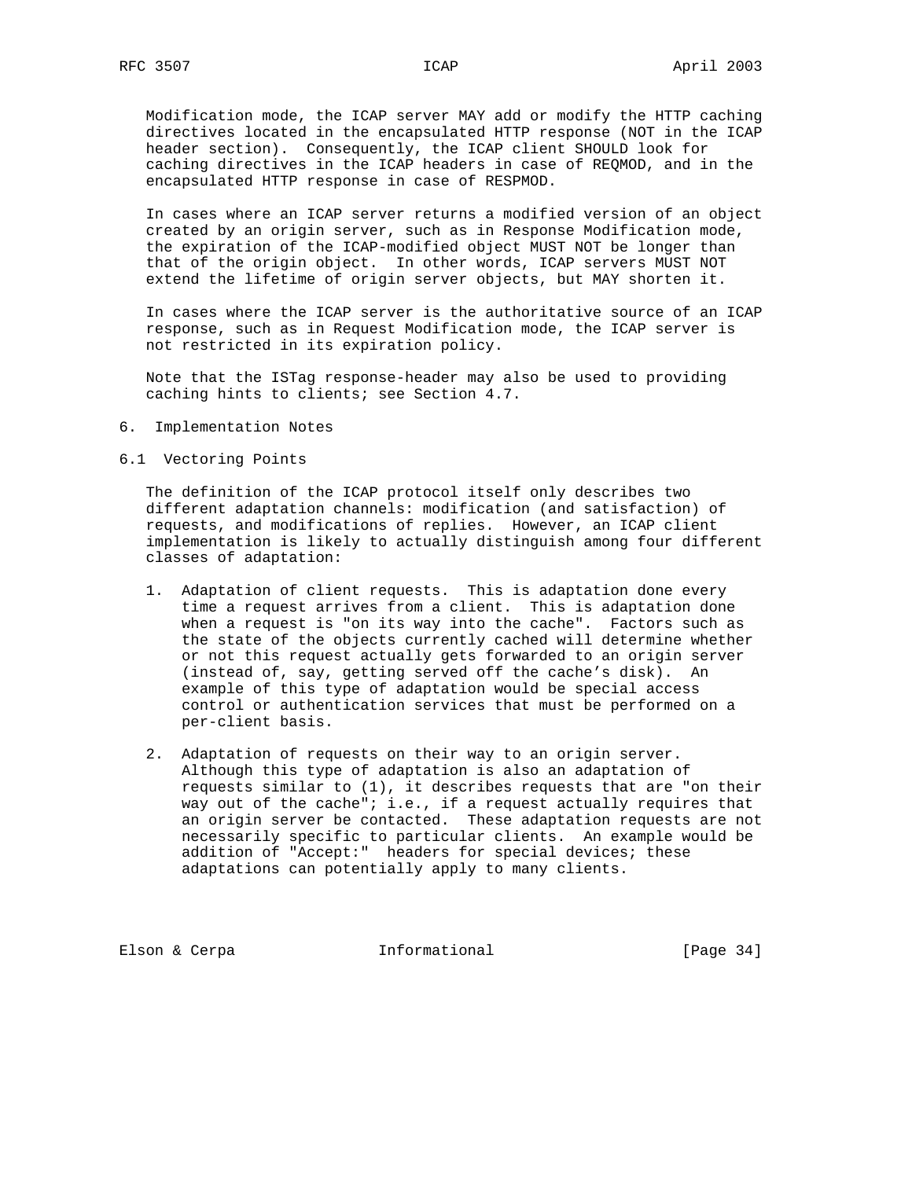Modification mode, the ICAP server MAY add or modify the HTTP caching directives located in the encapsulated HTTP response (NOT in the ICAP header section). Consequently, the ICAP client SHOULD look for caching directives in the ICAP headers in case of REQMOD, and in the encapsulated HTTP response in case of RESPMOD.

In cases where an ICAP server returns a modified version of an object created by an origin server, such as in Response Modification mode, the expiration of the ICAP-modified object MUST NOT be longer than that of the origin object. In other words, ICAP servers MUST NOT extend the lifetime of origin server objects, but MAY shorten it.

In cases where the ICAP server is the authoritative source of an ICAP response, such as in Request Modification mode, the ICAP server is not restricted in its expiration policy.

Note that the ISTag response-header may also be used to providing caching hints to clients; see Section 4.7.

# 6. Implementation Notes

## 6.1 Vectoring Points

The definition of the ICAP protocol itself only describes two different adaptation channels: modification (and satisfaction) of requests, and modifications of replies. However, an ICAP client implementation is likely to actually distinguish among four different classes of adaptation:

1. Adaptation of client requests. This is adaptation done every time a request arrives from a client. This is adaptation done when a request is "on its way into the cache". Factors such as the state of the objects currently cached will determine whether or not this request actually gets forwarded to an origin server (instead of, say, getting served off the cache’s disk). An example of this type of adaptation would be special access control or authentication services that must be performed on a per-client basis.

2. Adaptation of requests on their way to an origin server. Although this type of adaptation is also an adaptation of requests similar to (1), it describes requests that are "on their way out of the cache"; i.e., if a request actually requires that an origin server be contacted. These adaptation requests are not necessarily specific to particular clients. An example would be addition of "Accept:" headers for special devices; these adaptations can potentially apply to many clients.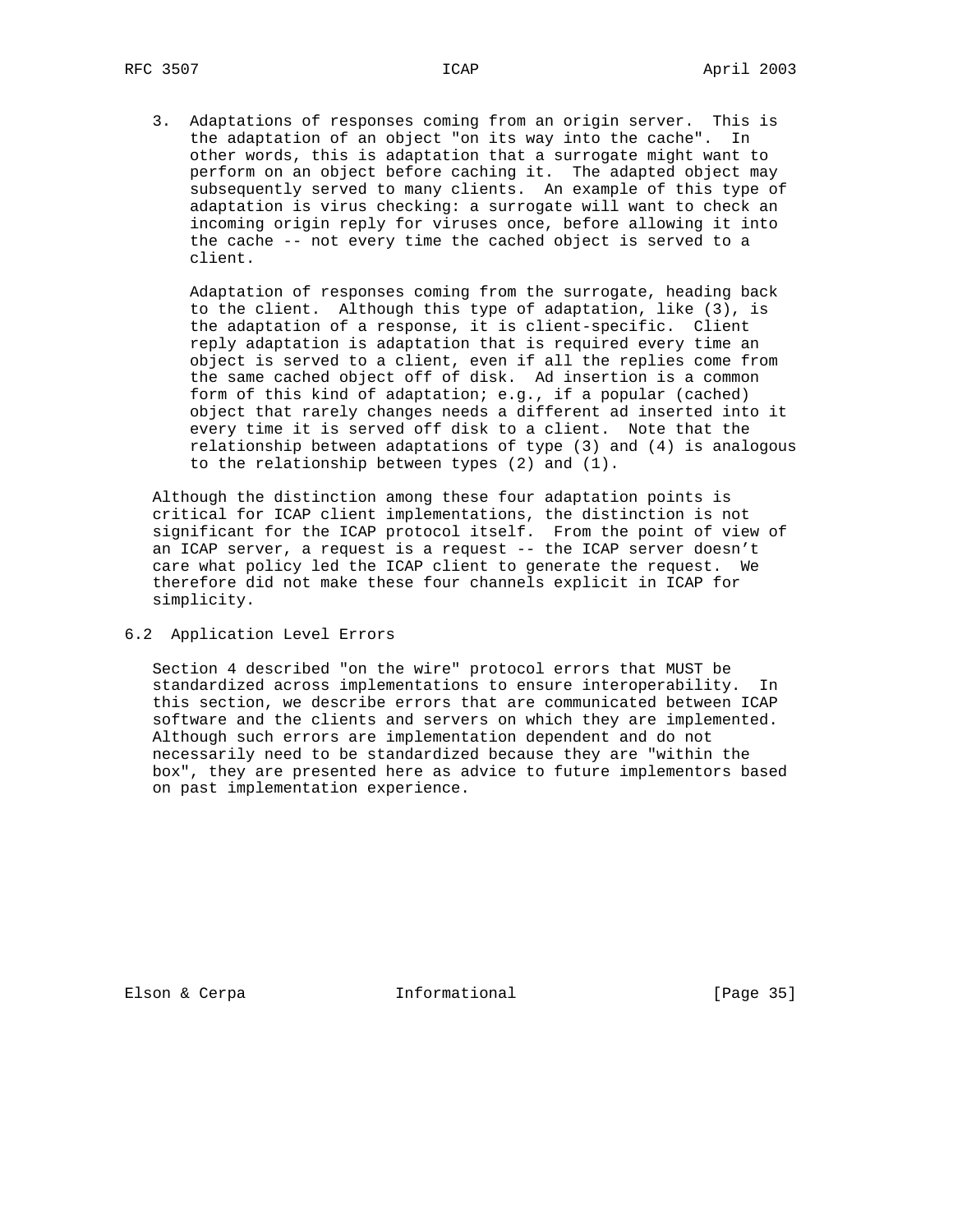3. Adaptations of responses coming from an origin server. This is the adaptation of an object "on its way into the cache". In other words, this is adaptation that a surrogate might want to perform on an object before caching it. The adapted object may subsequently served to many clients. An example of this type of adaptation is virus checking: a surrogate will want to check an incoming origin reply for viruses once, before allowing it into the cache -- not every time the cached object is served to a client.

   Adaptation of responses coming from the surrogate, heading back to the client. Although this type of adaptation, like (3), is the adaptation of a response, it is client-specific. Client reply adaptation is adaptation that is required every time an object is served to a client, even if all the replies come from the same cached object off of disk. Ad insertion is a common form of this kind of adaptation; e.g., if a popular (cached) object that rarely changes needs a different ad inserted into it every time it is served off disk to a client. Note that the relationship between adaptations of type (3) and (4) is analogous to the relationship between types (2) and (1).

Although the distinction among these four adaptation points is critical for ICAP client implementations, the distinction is not significant for the ICAP protocol itself. From the point of view of an ICAP server, a request is a request -- the ICAP server doesn't care what policy led the ICAP client to generate the request. We therefore did not make these four channels explicit in ICAP for simplicity.

## 6.2 Application Level Errors

Section 4 described "on the wire" protocol errors that MUST be standardized across implementations to ensure interoperability. In this section, we describe errors that are communicated between ICAP software and the clients and servers on which they are implemented. Although such errors are implementation dependent and do not necessarily need to be standardized because they are "within the box", they are presented here as advice to future implementors based on past implementation experience.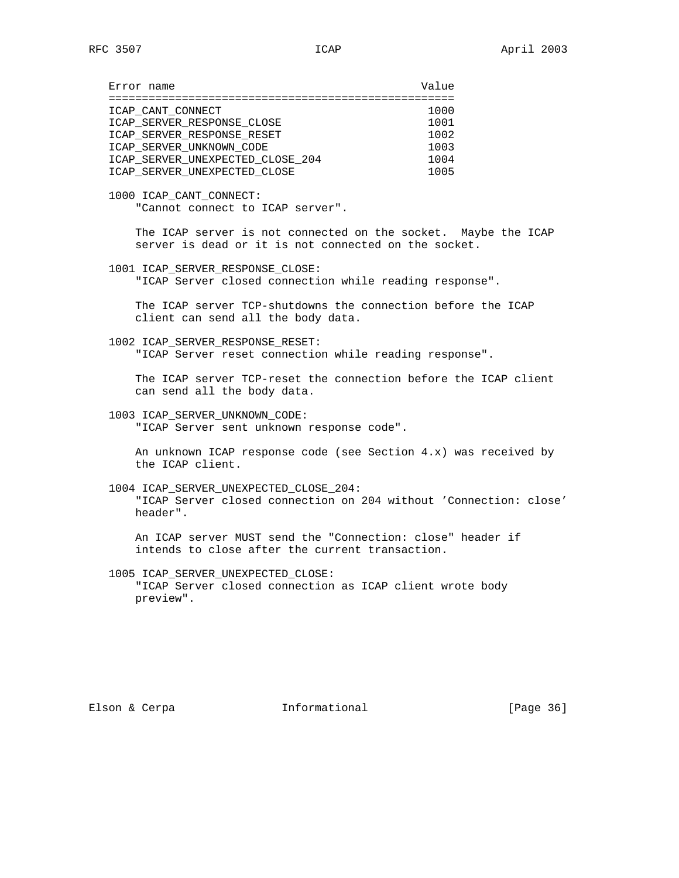| Error name | Value |
| --- | --- |
| ICAP_CANT_CONNECT | 1000 |
| ICAP_SERVER_RESPONSE_CLOSE | 1001 |
| ICAP_SERVER_RESPONSE_RESET | 1002 |
| ICAP_SERVER_UNKNOWN_CODE | 1003 |
| ICAP_SERVER_UNEXPECTED_CLOSE_204 | 1004 |
| ICAP_SERVER_UNEXPECTED_CLOSE | 1005 |

1000 ICAP_CANT_CONNECT:
"Cannot connect to ICAP server".

The ICAP server is not connected on the socket. Maybe the ICAP server is dead or it is not connected on the socket.

1001 ICAP_SERVER_RESPONSE_CLOSE:
"ICAP Server closed connection while reading response".

The ICAP server TCP-shutdowns the connection before the ICAP client can send all the body data.

1002 ICAP_SERVER_RESPONSE_RESET:
"ICAP Server reset connection while reading response".

The ICAP server TCP-reset the connection before the ICAP client can send all the body data.

1003 ICAP_SERVER_UNKNOWN_CODE:
"ICAP Server sent unknown response code".

An unknown ICAP response code (see Section 4.x) was received by the ICAP client.

1004 ICAP_SERVER_UNEXPECTED_CLOSE_204:
"ICAP Server closed connection on 204 without 'Connection: close' header".

An ICAP server MUST send the "Connection: close" header if intends to close after the current transaction.

1005 ICAP_SERVER_UNEXPECTED_CLOSE:
"ICAP Server closed connection as ICAP client wrote body preview".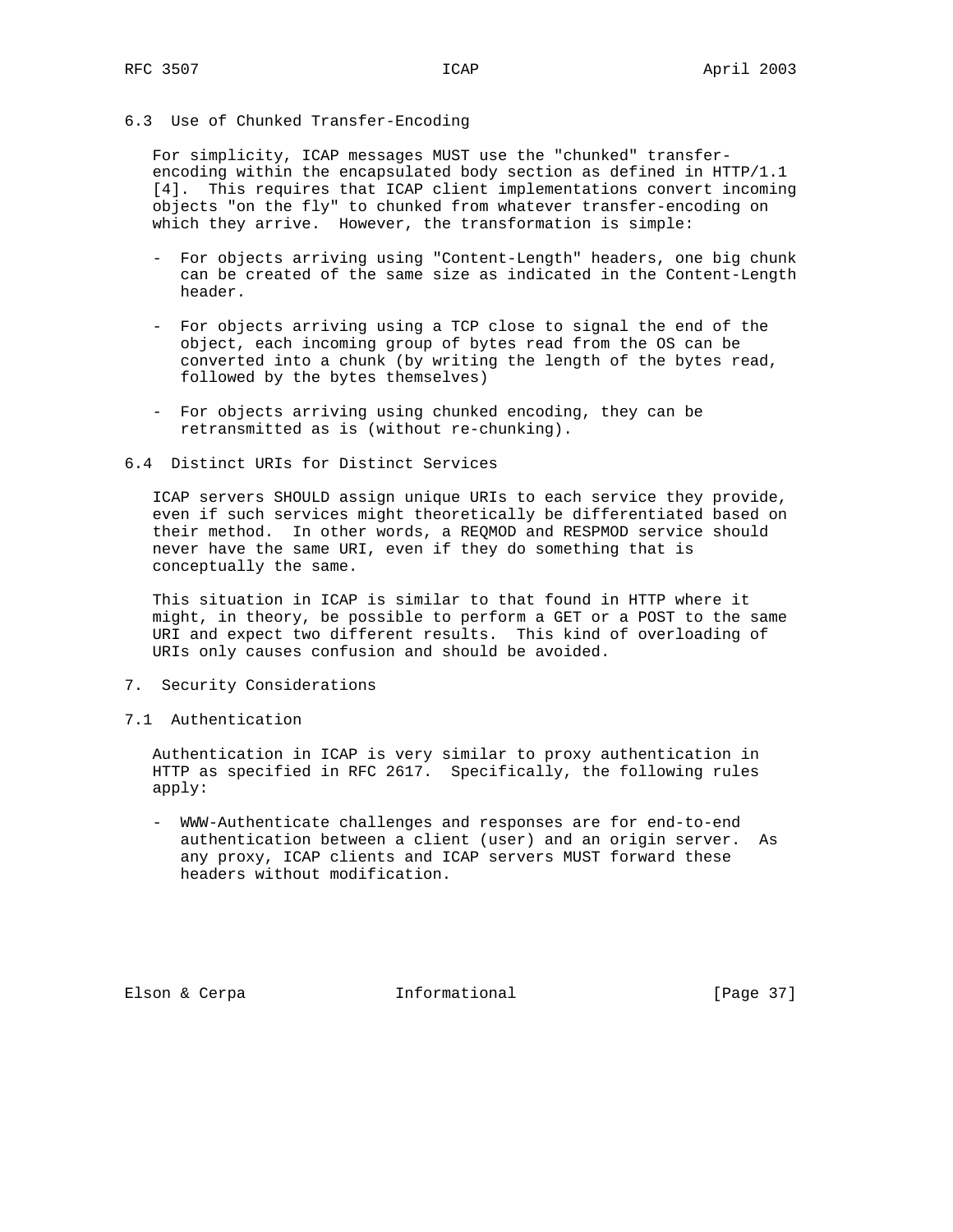### 6.3 Use of Chunked Transfer-Encoding

For simplicity, ICAP messages MUST use the "chunked" transfer-encoding within the encapsulated body section as defined in HTTP/1.1 [4]. This requires that ICAP client implementations convert incoming objects "on the fly" to chunked from whatever transfer-encoding on which they arrive. However, the transformation is simple:

- For objects arriving using "Content-Length" headers, one big chunk can be created of the same size as indicated in the Content-Length header.

- For objects arriving using a TCP close to signal the end of the object, each incoming group of bytes read from the OS can be converted into a chunk (by writing the length of the bytes read, followed by the bytes themselves)

- For objects arriving using chunked encoding, they can be retransmitted as is (without re-chunking).

### 6.4 Distinct URIs for Distinct Services

ICAP servers SHOULD assign unique URIs to each service they provide, even if such services might theoretically be differentiated based on their method. In other words, a REQMOD and RESPMOD service should never have the same URI, even if they do something that is conceptually the same.

This situation in ICAP is similar to that found in HTTP where it might, in theory, be possible to perform a GET or a POST to the same URI and expect two different results. This kind of overloading of URIs only causes confusion and should be avoided.

## 7. Security Considerations

### 7.1 Authentication

Authentication in ICAP is very similar to proxy authentication in HTTP as specified in RFC 2617. Specifically, the following rules apply:

- WWW-Authenticate challenges and responses are for end-to-end authentication between a client (user) and an origin server. As any proxy, ICAP clients and ICAP servers MUST forward these headers without modification.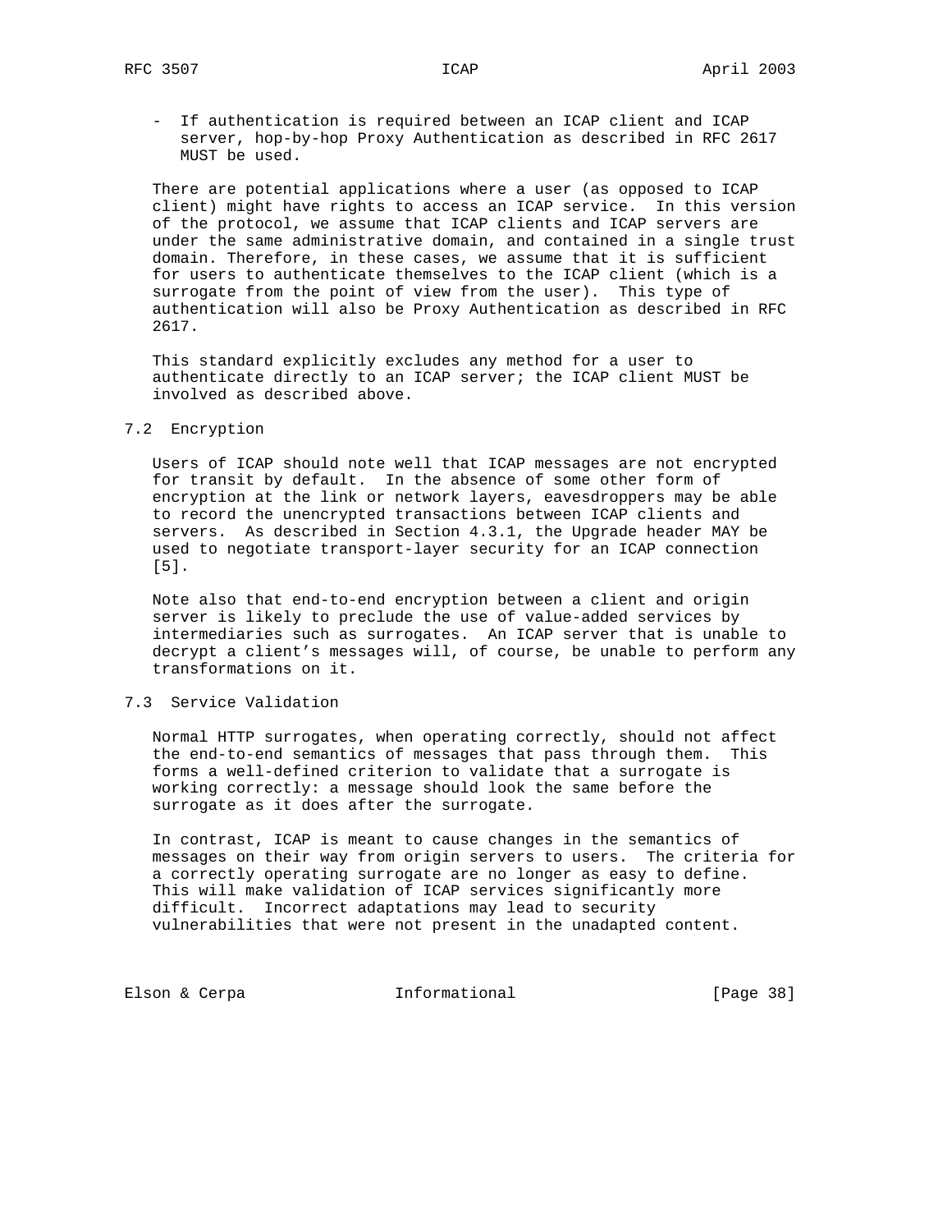- If authentication is required between an ICAP client and ICAP server, hop-by-hop Proxy Authentication as described in RFC 2617 MUST be used.

There are potential applications where a user (as opposed to ICAP client) might have rights to access an ICAP service. In this version of the protocol, we assume that ICAP clients and ICAP servers are under the same administrative domain, and contained in a single trust domain. Therefore, in these cases, we assume that it is sufficient for users to authenticate themselves to the ICAP client (which is a surrogate from the point of view from the user). This type of authentication will also be Proxy Authentication as described in RFC 2617.

This standard explicitly excludes any method for a user to authenticate directly to an ICAP server; the ICAP client MUST be involved as described above.

## 7.2 Encryption

Users of ICAP should note well that ICAP messages are not encrypted for transit by default. In the absence of some other form of encryption at the link or network layers, eavesdroppers may be able to record the unencrypted transactions between ICAP clients and servers. As described in Section 4.3.1, the Upgrade header MAY be used to negotiate transport-layer security for an ICAP connection [5].

Note also that end-to-end encryption between a client and origin server is likely to preclude the use of value-added services by intermediaries such as surrogates. An ICAP server that is unable to decrypt a client's messages will, of course, be unable to perform any transformations on it.

## 7.3 Service Validation

Normal HTTP surrogates, when operating correctly, should not affect the end-to-end semantics of messages that pass through them. This forms a well-defined criterion to validate that a surrogate is working correctly: a message should look the same before the surrogate as it does after the surrogate.

In contrast, ICAP is meant to cause changes in the semantics of messages on their way from origin servers to users. The criteria for a correctly operating surrogate are no longer as easy to define. This will make validation of ICAP services significantly more difficult. Incorrect adaptations may lead to security vulnerabilities that were not present in the unadapted content.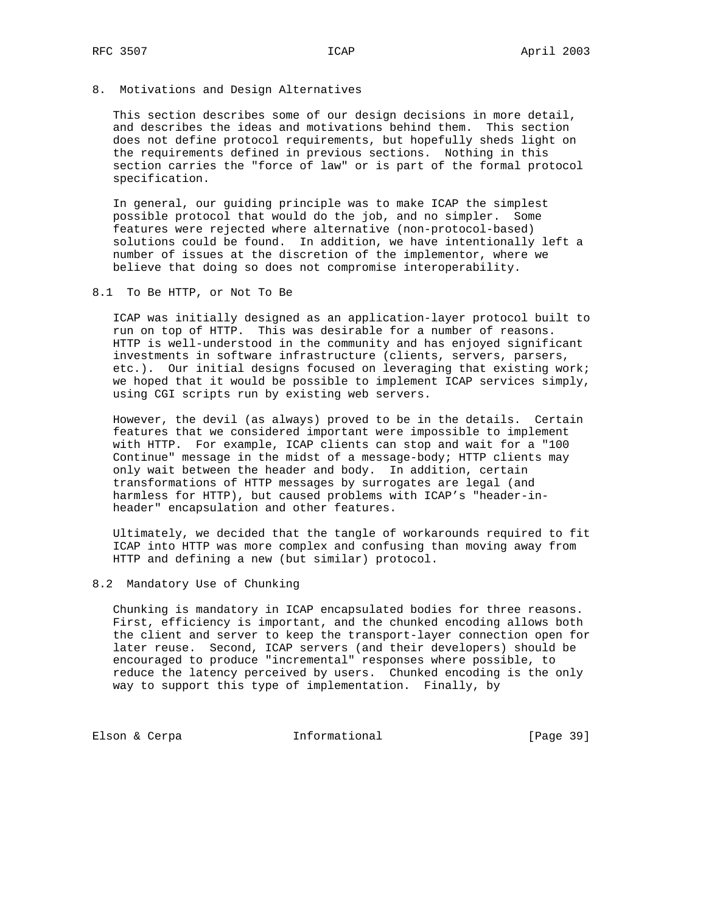## 8. Motivations and Design Alternatives

This section describes some of our design decisions in more detail, and describes the ideas and motivations behind them. This section does not define protocol requirements, but hopefully sheds light on the requirements defined in previous sections. Nothing in this section carries the "force of law" or is part of the formal protocol specification.

In general, our guiding principle was to make ICAP the simplest possible protocol that would do the job, and no simpler. Some features were rejected where alternative (non-protocol-based) solutions could be found. In addition, we have intentionally left a number of issues at the discretion of the implementor, where we believe that doing so does not compromise interoperability.

### 8.1 To Be HTTP, or Not To Be

ICAP was initially designed as an application-layer protocol built to run on top of HTTP. This was desirable for a number of reasons. HTTP is well-understood in the community and has enjoyed significant investments in software infrastructure (clients, servers, parsers, etc.). Our initial designs focused on leveraging that existing work; we hoped that it would be possible to implement ICAP services simply, using CGI scripts run by existing web servers.

However, the devil (as always) proved to be in the details. Certain features that we considered important were impossible to implement with HTTP. For example, ICAP clients can stop and wait for a "100 Continue" message in the midst of a message-body; HTTP clients may only wait between the header and body. In addition, certain transformations of HTTP messages by surrogates are legal (and harmless for HTTP), but caused problems with ICAP's "header-in-header" encapsulation and other features.

Ultimately, we decided that the tangle of workarounds required to fit ICAP into HTTP was more complex and confusing than moving away from HTTP and defining a new (but similar) protocol.

### 8.2 Mandatory Use of Chunking

Chunking is mandatory in ICAP encapsulated bodies for three reasons. First, efficiency is important, and the chunked encoding allows both the client and server to keep the transport-layer connection open for later reuse. Second, ICAP servers (and their developers) should be encouraged to produce "incremental" responses where possible, to reduce the latency perceived by users. Chunked encoding is the only way to support this type of implementation. Finally, by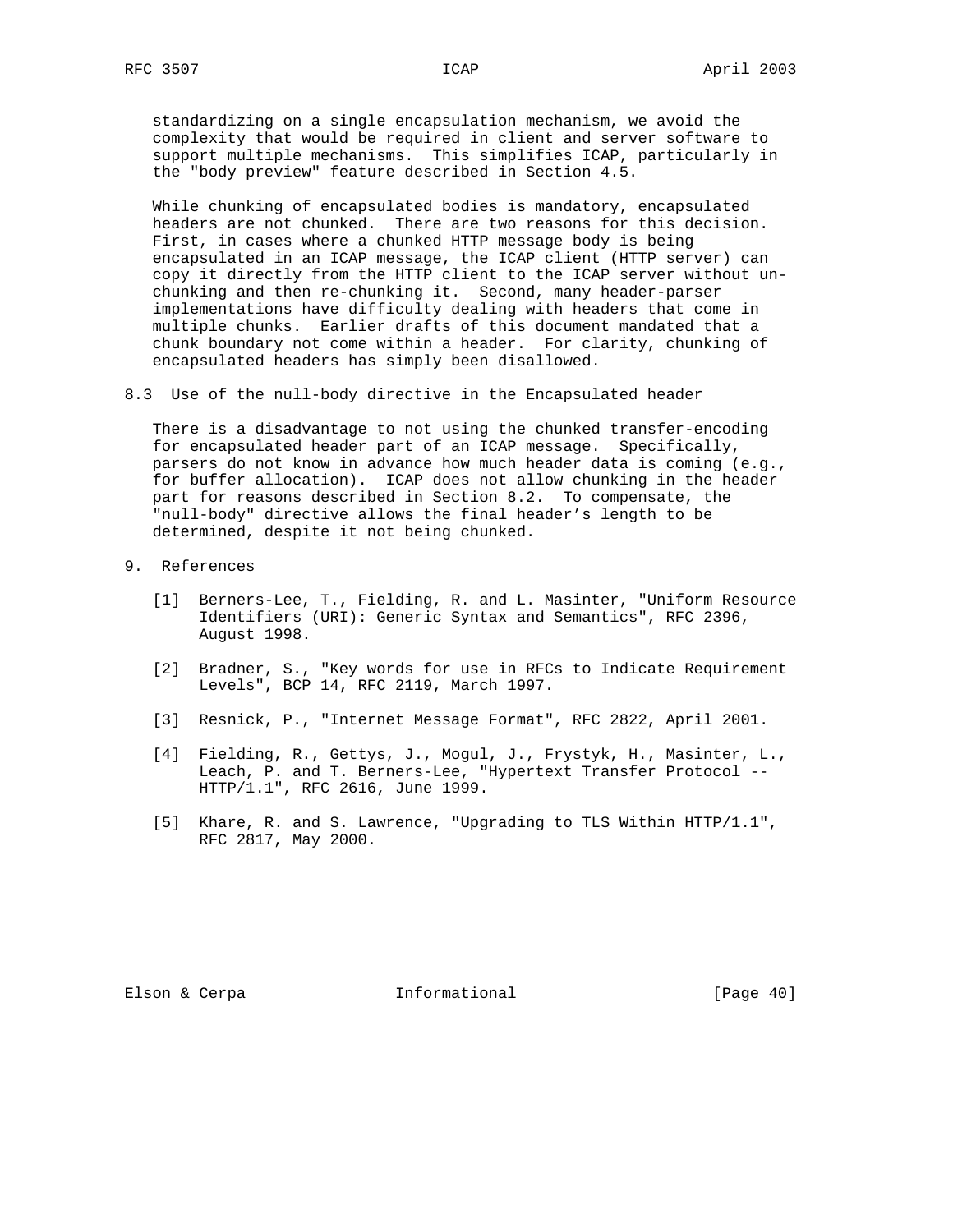standardizing on a single encapsulation mechanism, we avoid the complexity that would be required in client and server software to support multiple mechanisms. This simplifies ICAP, particularly in the "body preview" feature described in Section 4.5.

While chunking of encapsulated bodies is mandatory, encapsulated headers are not chunked. There are two reasons for this decision. First, in cases where a chunked HTTP message body is being encapsulated in an ICAP message, the ICAP client (HTTP server) can copy it directly from the HTTP client to the ICAP server without un-chunking and then re-chunking it. Second, many header-parser implementations have difficulty dealing with headers that come in multiple chunks. Earlier drafts of this document mandated that a chunk boundary not come within a header. For clarity, chunking of encapsulated headers has simply been disallowed.

### 8.3 Use of the null-body directive in the Encapsulated header

There is a disadvantage to not using the chunked transfer-encoding for encapsulated header part of an ICAP message. Specifically, parsers do not know in advance how much header data is coming (e.g., for buffer allocation). ICAP does not allow chunking in the header part for reasons described in Section 8.2. To compensate, the "null-body" directive allows the final header's length to be determined, despite it not being chunked.

## 9. References

[1] Berners-Lee, T., Fielding, R. and L. Masinter, "Uniform Resource Identifiers (URI): Generic Syntax and Semantics", RFC 2396, August 1998.

[2] Bradner, S., "Key words for use in RFCs to Indicate Requirement Levels", BCP 14, RFC 2119, March 1997.

[3] Resnick, P., "Internet Message Format", RFC 2822, April 2001.

[4] Fielding, R., Gettys, J., Mogul, J., Frystyk, H., Masinter, L., Leach, P. and T. Berners-Lee, "Hypertext Transfer Protocol -- HTTP/1.1", RFC 2616, June 1999.

[5] Khare, R. and S. Lawrence, "Upgrading to TLS Within HTTP/1.1", RFC 2817, May 2000.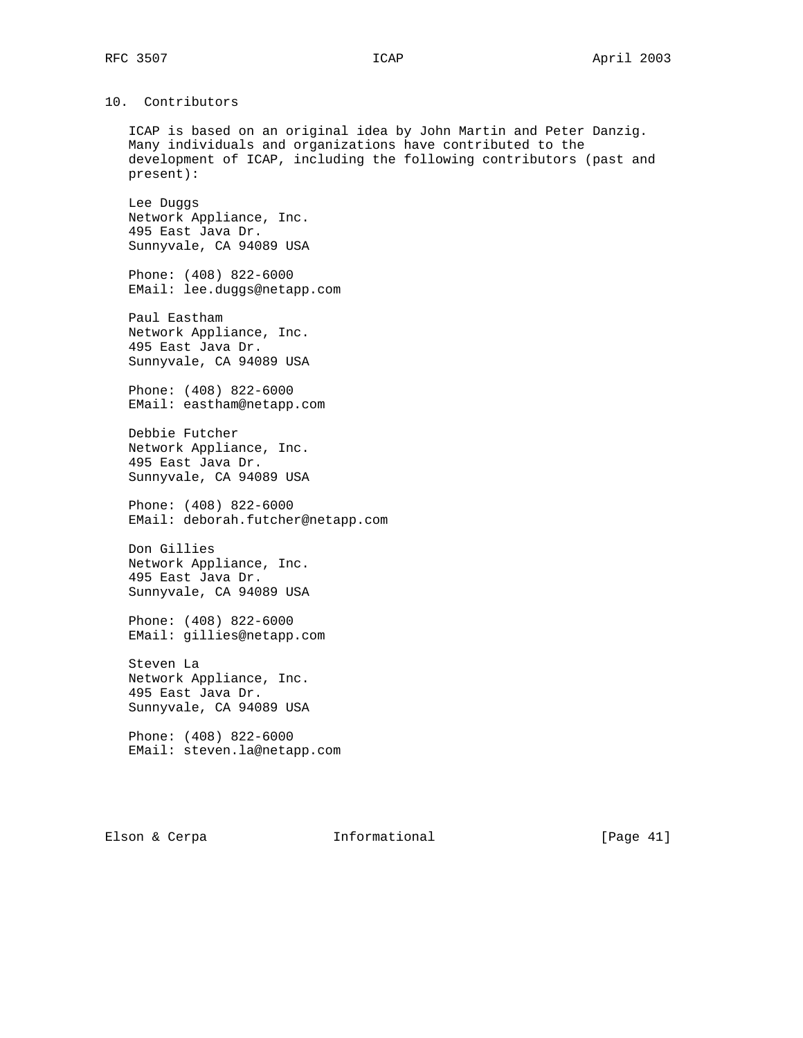## 10. Contributors

ICAP is based on an original idea by John Martin and Peter Danzig. Many individuals and organizations have contributed to the development of ICAP, including the following contributors (past and present):

Lee Duggs
Network Appliance, Inc.
495 East Java Dr.
Sunnyvale, CA 94089 USA

Phone: (408) 822-6000
EMail: lee.duggs@netapp.com

Paul Eastham
Network Appliance, Inc.
495 East Java Dr.
Sunnyvale, CA 94089 USA

Phone: (408) 822-6000
EMail: eastham@netapp.com

Debbie Futcher
Network Appliance, Inc.
495 East Java Dr.
Sunnyvale, CA 94089 USA

Phone: (408) 822-6000
EMail: deborah.futcher@netapp.com

Don Gillies
Network Appliance, Inc.
495 East Java Dr.
Sunnyvale, CA 94089 USA

Phone: (408) 822-6000
EMail: gillies@netapp.com

Steven La
Network Appliance, Inc.
495 East Java Dr.
Sunnyvale, CA 94089 USA

Phone: (408) 822-6000
EMail: steven.la@netapp.com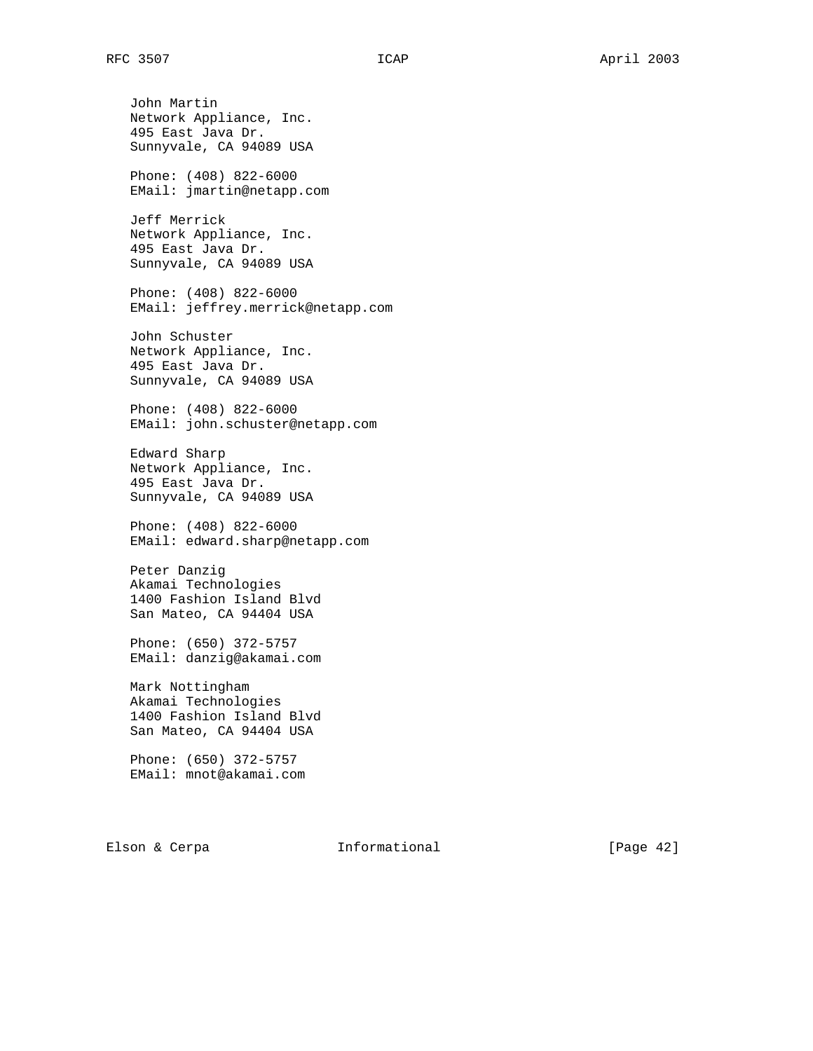John Martin
Network Appliance, Inc.
495 East Java Dr.
Sunnyvale, CA 94089 USA

Phone: (408) 822-6000
EMail: jmartin@netapp.com

Jeff Merrick
Network Appliance, Inc.
495 East Java Dr.
Sunnyvale, CA 94089 USA

Phone: (408) 822-6000
EMail: jeffrey.merrick@netapp.com

John Schuster
Network Appliance, Inc.
495 East Java Dr.
Sunnyvale, CA 94089 USA

Phone: (408) 822-6000
EMail: john.schuster@netapp.com

Edward Sharp
Network Appliance, Inc.
495 East Java Dr.
Sunnyvale, CA 94089 USA

Phone: (408) 822-6000
EMail: edward.sharp@netapp.com

Peter Danzig
Akamai Technologies
1400 Fashion Island Blvd
San Mateo, CA 94404 USA

Phone: (650) 372-5757
EMail: danzig@akamai.com

Mark Nottingham
Akamai Technologies
1400 Fashion Island Blvd
San Mateo, CA 94404 USA

Phone: (650) 372-5757
EMail: mnot@akamai.com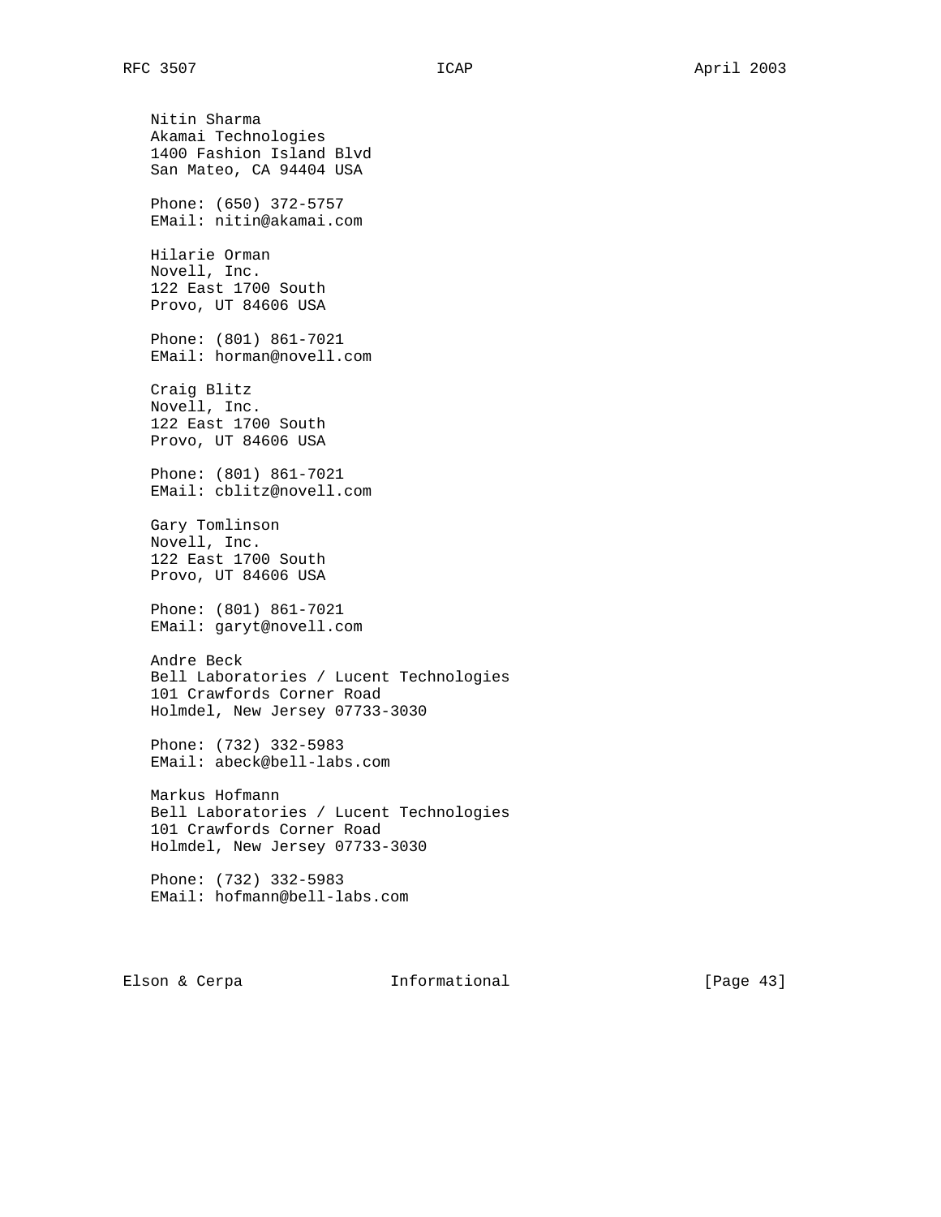Nitin Sharma
Akamai Technologies
1400 Fashion Island Blvd
San Mateo, CA 94404 USA

Phone: (650) 372-5757
EMail: nitin@akamai.com

Hilarie Orman
Novell, Inc.
122 East 1700 South
Provo, UT 84606 USA

Phone: (801) 861-7021
EMail: horman@novell.com

Craig Blitz
Novell, Inc.
122 East 1700 South
Provo, UT 84606 USA

Phone: (801) 861-7021
EMail: cblitz@novell.com

Gary Tomlinson
Novell, Inc.
122 East 1700 South
Provo, UT 84606 USA

Phone: (801) 861-7021
EMail: garyt@novell.com

Andre Beck
Bell Laboratories / Lucent Technologies
101 Crawfords Corner Road
Holmdel, New Jersey 07733-3030

Phone: (732) 332-5983
EMail: abeck@bell-labs.com

Markus Hofmann
Bell Laboratories / Lucent Technologies
101 Crawfords Corner Road
Holmdel, New Jersey 07733-3030

Phone: (732) 332-5983
EMail: hofmann@bell-labs.com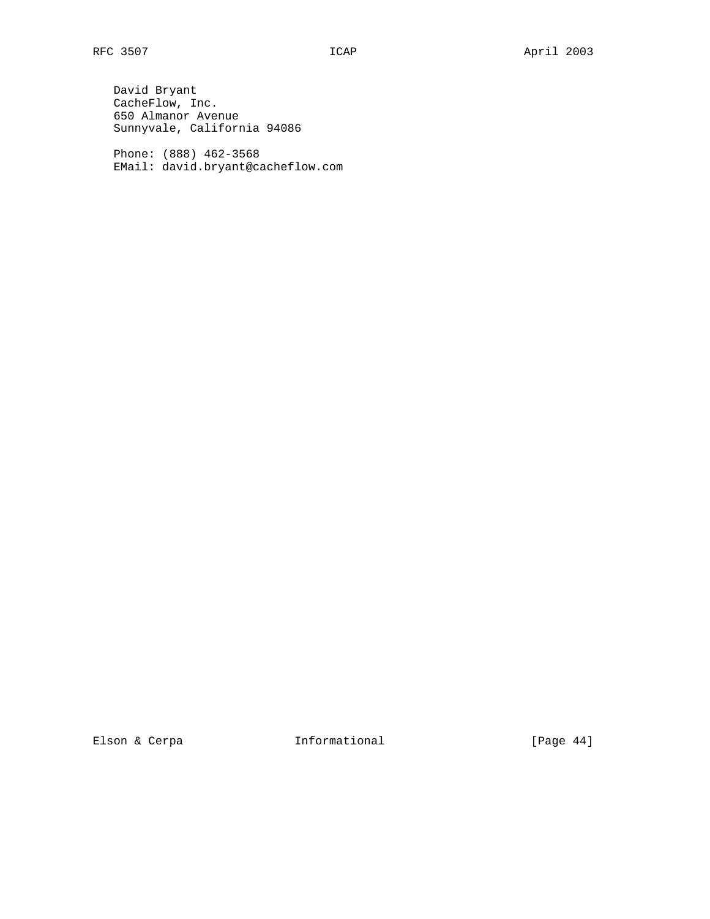David Bryant
CacheFlow, Inc.
650 Almanor Avenue
Sunnyvale, California 94086

Phone: (888) 462-3568
EMail: david.bryant@cacheflow.com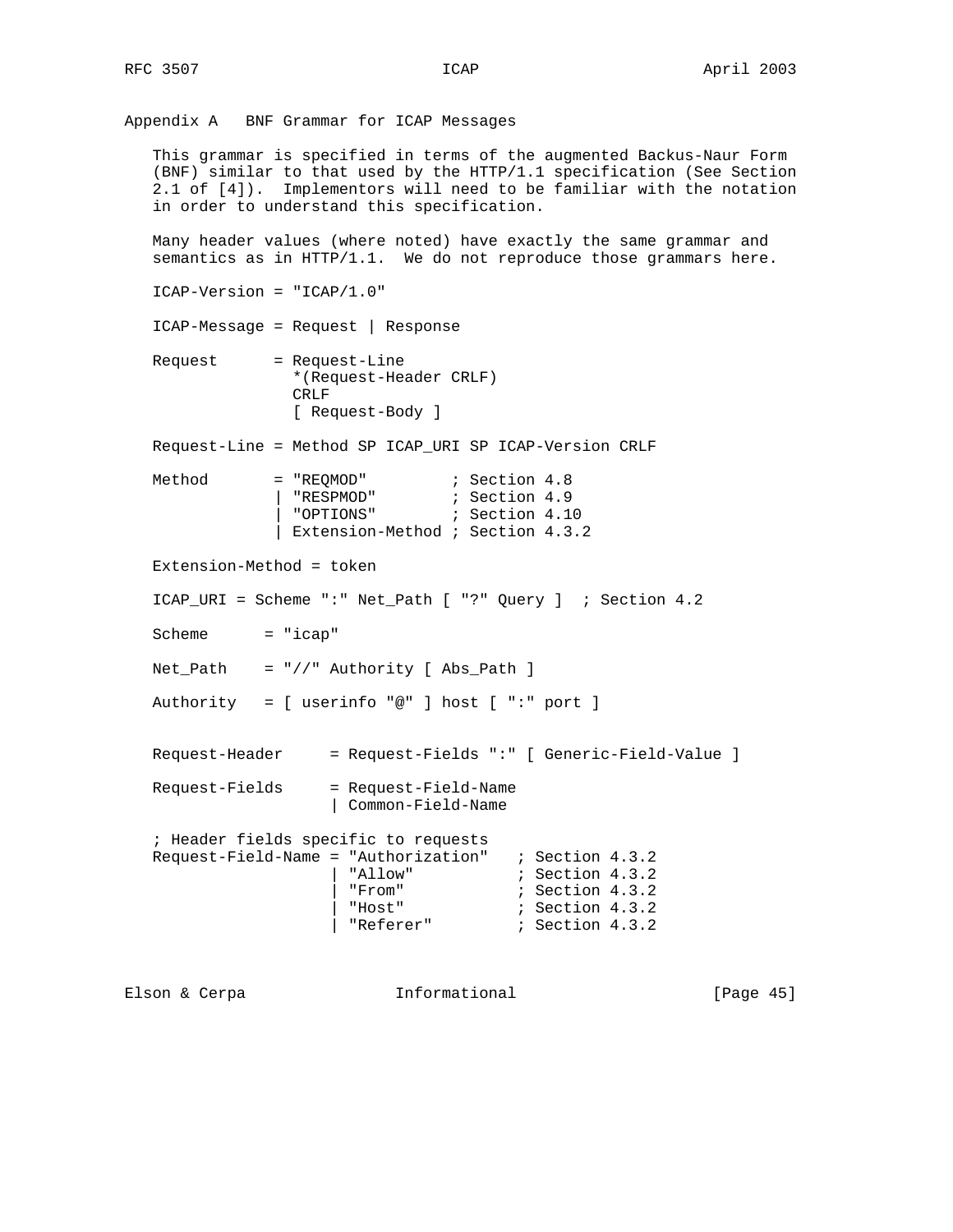## Appendix A BNF Grammar for ICAP Messages

This grammar is specified in terms of the augmented Backus-Naur Form (BNF) similar to that used by the HTTP/1.1 specification (See Section 2.1 of [4]). Implementors will need to be familiar with the notation in order to understand this specification.

Many header values (where noted) have exactly the same grammar and semantics as in HTTP/1.1. We do not reproduce those grammars here.

```
ICAP-Version = "ICAP/1.0"

ICAP-Message = Request | Response

Request      = Request-Line
               *(Request-Header CRLF)
               CRLF
               [ Request-Body ]

Request-Line = Method SP ICAP_URI SP ICAP-Version CRLF

Method       = "REQMOD"          ; Section 4.8
             | "RESPMOD"         ; Section 4.9
             | "OPTIONS"         ; Section 4.10
             | Extension-Method ; Section 4.3.2

Extension-Method = token

ICAP_URI = Scheme ":" Net_Path [ "?" Query ]  ; Section 4.2

Scheme      = "icap"

Net_Path    = "//" Authority [ Abs_Path ]

Authority   = [ userinfo "@" ] host [ ":" port ]


Request-Header     = Request-Fields ":" [ Generic-Field-Value ]

Request-Fields     = Request-Field-Name
                   | Common-Field-Name

; Header fields specific to requests
Request-Field-Name = "Authorization"   ; Section 4.3.2
                   | "Allow"           ; Section 4.3.2
                   | "From"            ; Section 4.3.2
                   | "Host"            ; Section 4.3.2
                   | "Referer"         ; Section 4.3.2
```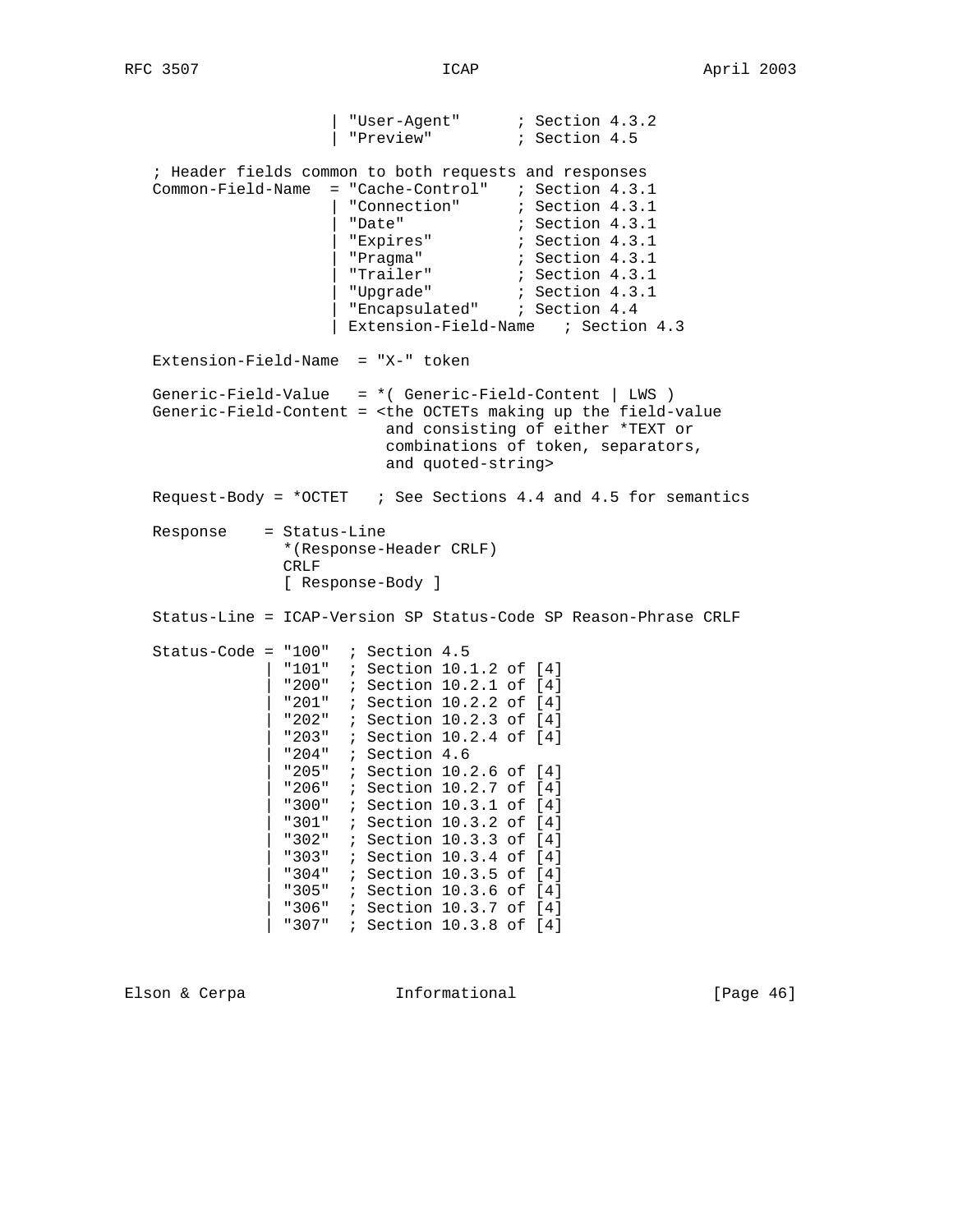```
                    | "User-Agent"      ; Section 4.3.2
                    | "Preview"         ; Section 4.5

   ; Header fields common to both requests and responses
   Common-Field-Name  = "Cache-Control"   ; Section 4.3.1
                    | "Connection"      ; Section 4.3.1
                    | "Date"            ; Section 4.3.1
                    | "Expires"         ; Section 4.3.1
                    | "Pragma"          ; Section 4.3.1
                    | "Trailer"         ; Section 4.3.1
                    | "Upgrade"         ; Section 4.3.1
                    | "Encapsulated"    ; Section 4.4
                    | Extension-Field-Name   ; Section 4.3

   Extension-Field-Name  = "X-" token

   Generic-Field-Value   = *( Generic-Field-Content | LWS )
   Generic-Field-Content = <the OCTETs making up the field-value
                           and consisting of either *TEXT or
                           combinations of token, separators,
                           and quoted-string>

   Request-Body = *OCTET   ; See Sections 4.4 and 4.5 for semantics

   Response    = Status-Line
                 *(Response-Header CRLF)
                 CRLF
                 [ Response-Body ]

   Status-Line = ICAP-Version SP Status-Code SP Reason-Phrase CRLF

   Status-Code = "100"  ; Section 4.5
               | "101"  ; Section 10.1.2 of [4]
               | "200"  ; Section 10.2.1 of [4]
               | "201"  ; Section 10.2.2 of [4]
               | "202"  ; Section 10.2.3 of [4]
               | "203"  ; Section 10.2.4 of [4]
               | "204"  ; Section 4.6
               | "205"  ; Section 10.2.6 of [4]
               | "206"  ; Section 10.2.7 of [4]
               | "300"  ; Section 10.3.1 of [4]
               | "301"  ; Section 10.3.2 of [4]
               | "302"  ; Section 10.3.3 of [4]
               | "303"  ; Section 10.3.4 of [4]
               | "304"  ; Section 10.3.5 of [4]
               | "305"  ; Section 10.3.6 of [4]
               | "306"  ; Section 10.3.7 of [4]
               | "307"  ; Section 10.3.8 of [4]
```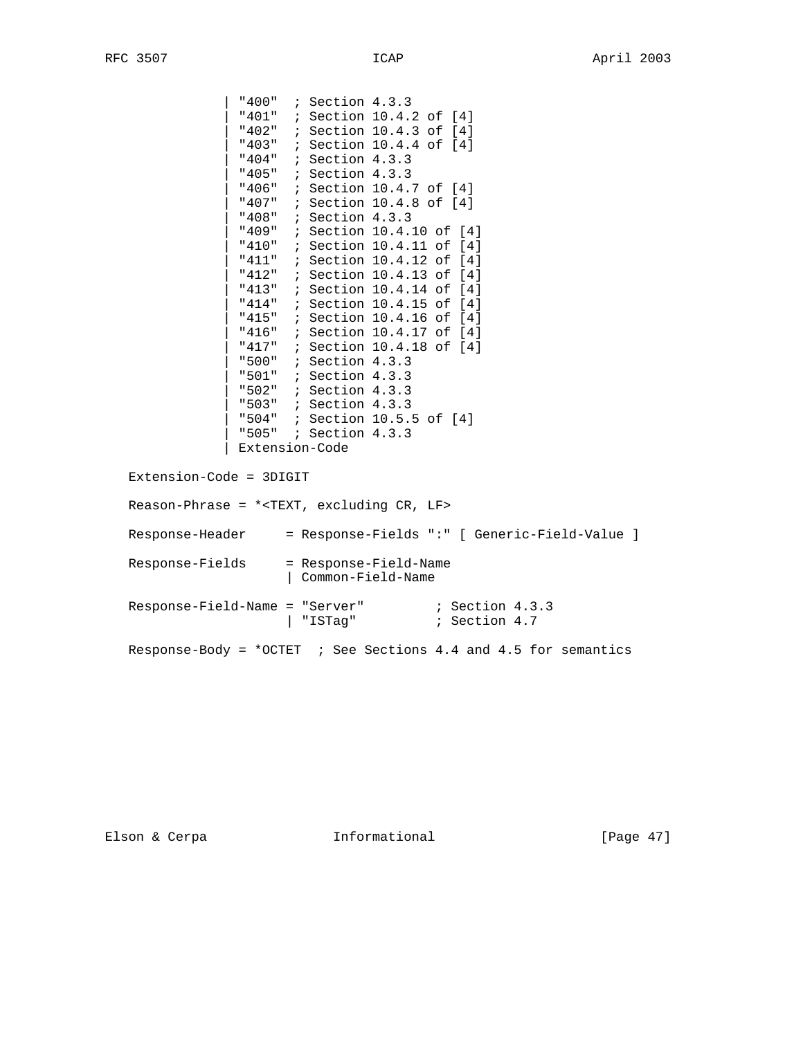```
              | "400"  ; Section 4.3.3
              | "401"  ; Section 10.4.2 of [4]
              | "402"  ; Section 10.4.3 of [4]
              | "403"  ; Section 10.4.4 of [4]
              | "404"  ; Section 4.3.3
              | "405"  ; Section 4.3.3
              | "406"  ; Section 10.4.7 of [4]
              | "407"  ; Section 10.4.8 of [4]
              | "408"  ; Section 4.3.3
              | "409"  ; Section 10.4.10 of [4]
              | "410"  ; Section 10.4.11 of [4]
              | "411"  ; Section 10.4.12 of [4]
              | "412"  ; Section 10.4.13 of [4]
              | "413"  ; Section 10.4.14 of [4]
              | "414"  ; Section 10.4.15 of [4]
              | "415"  ; Section 10.4.16 of [4]
              | "416"  ; Section 10.4.17 of [4]
              | "417"  ; Section 10.4.18 of [4]
              | "500"  ; Section 4.3.3
              | "501"  ; Section 4.3.3
              | "502"  ; Section 4.3.3
              | "503"  ; Section 4.3.3
              | "504"  ; Section 10.5.5 of [4]
              | "505"  ; Section 4.3.3
              | Extension-Code

   Extension-Code = 3DIGIT

   Reason-Phrase = *<TEXT, excluding CR, LF>

   Response-Header     = Response-Fields ":" [ Generic-Field-Value ]

   Response-Fields     = Response-Field-Name
                       | Common-Field-Name

   Response-Field-Name = "Server"          ; Section 4.3.3
                       | "ISTag"           ; Section 4.7

   Response-Body = *OCTET  ; See Sections 4.4 and 4.5 for semantics
```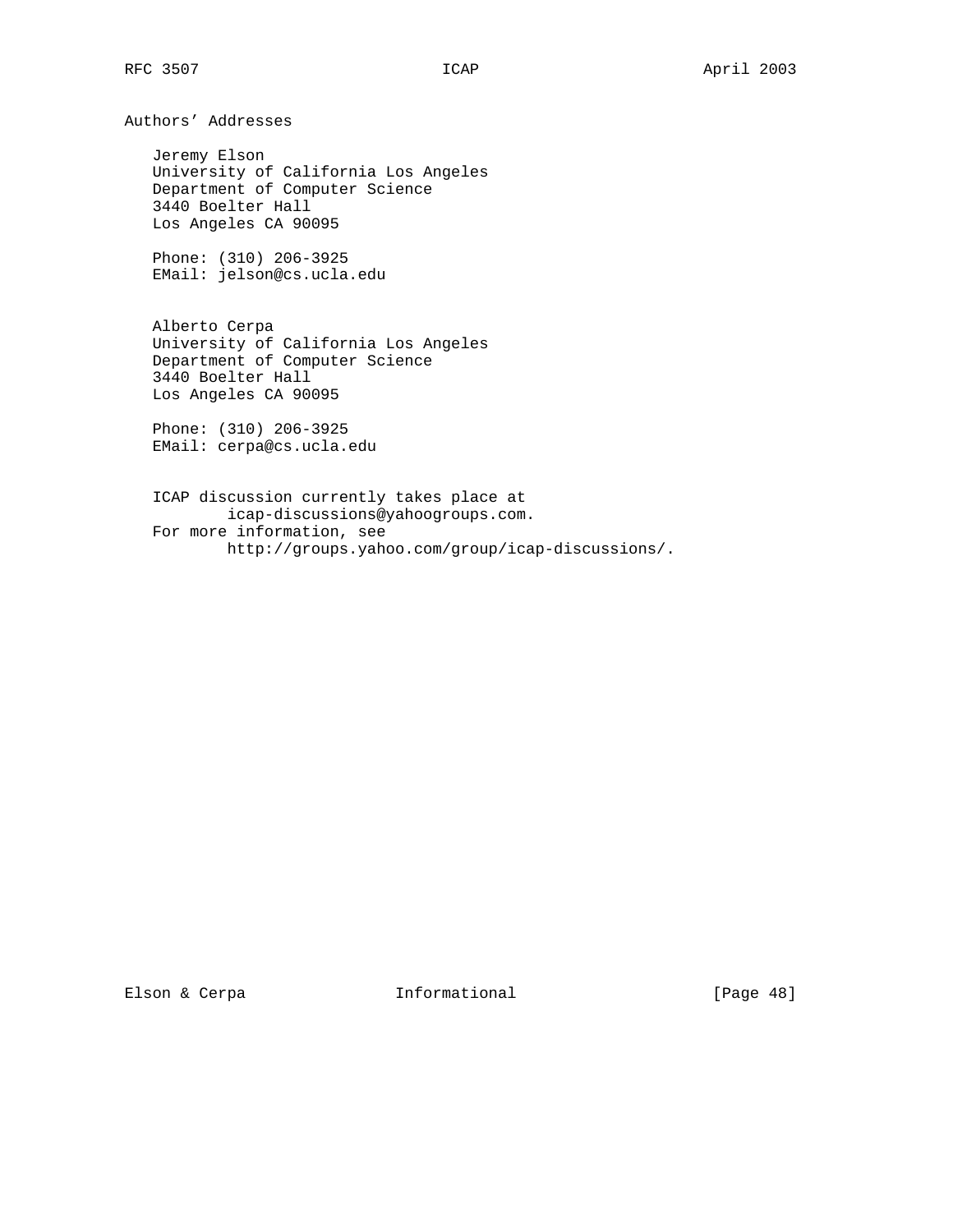# Authors' Addresses

Jeremy Elson  
University of California Los Angeles  
Department of Computer Science  
3440 Boelter Hall  
Los Angeles CA 90095

Phone: (310) 206-3925  
EMail: jelson@cs.ucla.edu

Alberto Cerpa  
University of California Los Angeles  
Department of Computer Science  
3440 Boelter Hall  
Los Angeles CA 90095

Phone: (310) 206-3925  
EMail: cerpa@cs.ucla.edu

ICAP discussion currently takes place at  
icap-discussions@yahoogroups.com.  
For more information, see  
http://groups.yahoo.com/group/icap-discussions/.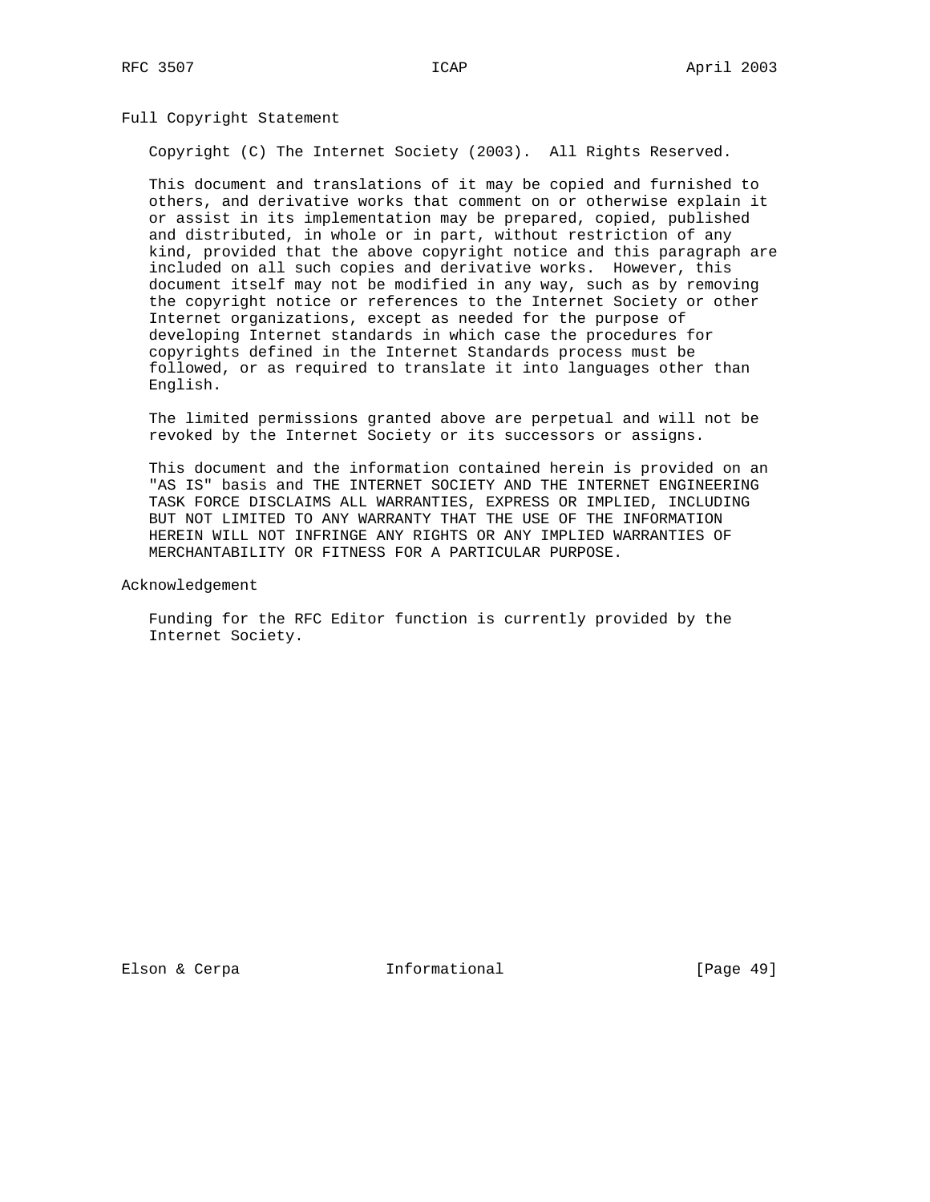## Full Copyright Statement

Copyright (C) The Internet Society (2003). All Rights Reserved.

This document and translations of it may be copied and furnished to others, and derivative works that comment on or otherwise explain it or assist in its implementation may be prepared, copied, published and distributed, in whole or in part, without restriction of any kind, provided that the above copyright notice and this paragraph are included on all such copies and derivative works. However, this document itself may not be modified in any way, such as by removing the copyright notice or references to the Internet Society or other Internet organizations, except as needed for the purpose of developing Internet standards in which case the procedures for copyrights defined in the Internet Standards process must be followed, or as required to translate it into languages other than English.

The limited permissions granted above are perpetual and will not be revoked by the Internet Society or its successors or assigns.

This document and the information contained herein is provided on an "AS IS" basis and THE INTERNET SOCIETY AND THE INTERNET ENGINEERING TASK FORCE DISCLAIMS ALL WARRANTIES, EXPRESS OR IMPLIED, INCLUDING BUT NOT LIMITED TO ANY WARRANTY THAT THE USE OF THE INFORMATION HEREIN WILL NOT INFRINGE ANY RIGHTS OR ANY IMPLIED WARRANTIES OF MERCHANTABILITY OR FITNESS FOR A PARTICULAR PURPOSE.

## Acknowledgement

Funding for the RFC Editor function is currently provided by the Internet Society.